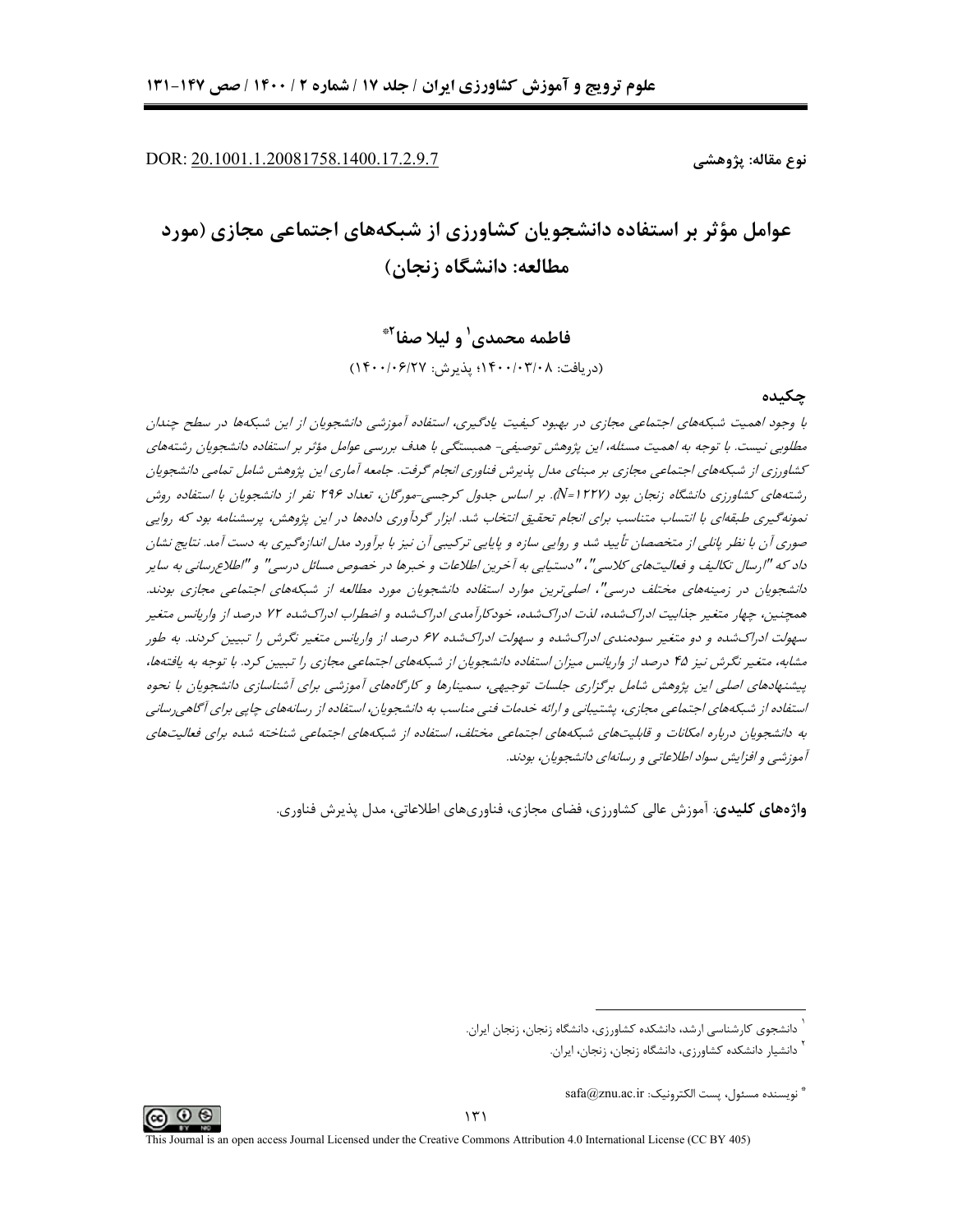DOR: 20.1001.1.20081758.1400.17.2.9.7

نوع مقاله: پژوهشی

# عوامل مؤثر بر استفاده دانشجویان کشاورزی از شبکه‌های اجتماعی مجازی (مورد مطالعه: دانشگاه زنجان)

## فاطمه محمدی[1] و لیلا صفا[2]*

(دریافت: ۱۴۰۰/۰۳/۰۸؛ پذیرش: ۱۴۰۰/۰۶/۲۷)

## چکیده

*با وجود اهمیت شبکه‌های اجتماعی مجازی در بهبود کیفیت یادگیری، استفاده آموزشی دانشجویان از این شبکه‌ها در سطح چندان مطلوبی نیست. با توجه به اهمیت مسئله، این پژوهش توصیفی- همبستگی با هدف بررسی عوامل مؤثر بر استفاده دانشجویان رشته‌های کشاورزی از شبکه‌های اجتماعی مجازی بر مبنای مدل پذیرش فناوری انجام گرفت. جامعه آماری این پژوهش شامل تمامی دانشجویان رشته‌های کشاورزی دانشگاه زنجان بود (N=۱۲۲۷). بر اساس جدول کرجسی-مورگان، تعداد ۲۹۶ نفر از دانشجویان با استفاده روش نمونه‌گیری طبقه‌ای با انتساب متناسب برای انجام تحقیق انتخاب شد. ابزار گردآوری داده‌ها در این پژوهش، پرسشنامه بود که روایی صوری آن با نظر پانلی از متخصصان تأیید شد و روایی سازه و پایایی ترکیبی آن نیز با برآورد مدل اندازه‌گیری به دست آمد. نتایج نشان داد که "ارسال تکالیف و فعالیت‌های کلاسی"، "دستیابی به آخرین اطلاعات و خبرها در خصوص مسائل درسی" و "اطلاع‌رسانی به سایر دانشجویان در زمینه‌های مختلف درسی"، اصلی‌ترین موارد استفاده دانشجویان مورد مطالعه از شبکه‌های اجتماعی مجازی بودند. همچنین، چهار متغیر جذابیت ادراک‌شده، لذت ادراک‌شده، خودکارآمدی ادراک‌شده و اضطراب ادراک‌شده ۷۲ درصد از واریانس متغیر سهولت ادراک‌شده و دو متغیر سودمندی ادراک‌شده و سهولت ادراک‌شده ۶۷ درصد از واریانس متغیر نگرش را تبیین کردند. به طور مشابه، متغیر نگرش نیز ۴۵ درصد از واریانس میزان استفاده دانشجویان از شبکه‌های اجتماعی مجازی را تبیین کرد. با توجه به یافته‌ها، پیشنهادهای اصلی این پژوهش شامل برگزاری جلسات توجیهی، سمینارها و کارگاه‌های آموزشی برای آشناسازی دانشجویان با نحوه استفاده از شبکه‌های اجتماعی مجازی، پشتیبانی و ارائه خدمات فنی مناسب به دانشجویان، استفاده از رسانه‌های چاپی برای آگاهی‌رسانی به دانشجویان درباره امکانات و قابلیت‌های شبکه‌های اجتماعی مختلف، استفاده از شبکه‌های اجتماعی شناخته شده برای فعالیت‌های آموزشی و افزایش سواد اطلاعاتی و رسانه‌ای دانشجویان، بودند.*

**واژه‌های کلیدی**: آموزش عالی کشاورزی، فضای مجازی، فناوری‌های اطلاعاتی، مدل پذیرش فناوری.

---

[1] دانشجوی کارشناسی ارشد، دانشکده کشاورزی، دانشگاه زنجان، زنجان ایران.

[2] دانشیار دانشکده کشاورزی، دانشگاه زنجان، زنجان، ایران.

* نویسنده مسئول، پست الکترونیک: safa@znu.ac.ir

This Journal is an open access Journal Licensed under the Creative Commons Attribution 4.0 International License (CC BY 405)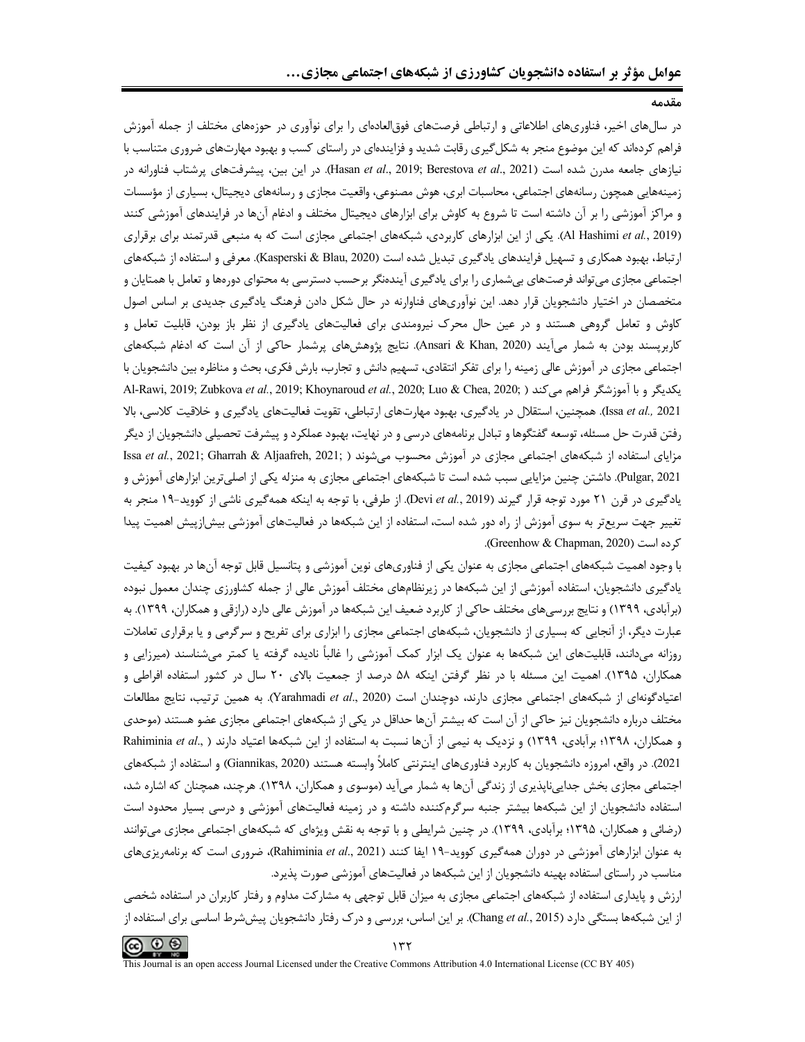## مقدمه

در سال‌های اخیر، فناوری‌های اطلاعاتی و ارتباطی فرصت‌های فوق‌العاده‌ای را برای نوآوری در حوزه‌های مختلف از جمله آموزش فراهم کرده‌اند که این موضوع منجر به شکل‌گیری رقابت شدید و فزاینده‌ای در راستای کسب و بهبود مهارت‌های ضروری متناسب با نیازهای جامعه مدرن شده است (Hasan *et al*., 2019; Berestova *et al*., 2021). در این بین، پیشرفت‌های پرشتاب فناورانه در زمینه‌هایی همچون رسانه‌های اجتماعی، محاسبات ابری، هوش مصنوعی، واقعیت مجازی و رسانه‌های دیجیتال، بسیاری از مؤسسات و مراکز آموزشی را بر آن داشته است تا شروع به کاوش برای ابزارهای دیجیتال مختلف و ادغام آن‌ها در فرایندهای آموزشی کنند (Al Hashimi *et al.*, 2019). یکی از این ابزارهای کاربردی، شبکه‌های اجتماعی مجازی است که به منبعی قدرتمند برای برقراری ارتباط، بهبود همکاری و تسهیل فرایندهای یادگیری تبدیل شده است (Kasperski & Blau, 2020). معرفی و استفاده از شبکه‌های اجتماعی مجازی می‌تواند فرصت‌های بی‌شماری را برای یادگیری آینده‌نگر برحسب دسترسی به محتوای دوره‌ها و تعامل با همتایان و متخصصان در اختیار دانشجویان قرار دهد. این نوآوری‌های فناورانه در حال شکل دادن فرهنگ یادگیری جدیدی بر اساس اصول کاوش و تعامل گروهی هستند و در عین حال محرک نیرومندی برای فعالیت‌های یادگیری از نظر باز بودن، قابلیت تعامل و کاربرپسند بودن به شمار می‌آیند (Ansari & Khan, 2020). نتایج پژوهش‌های پرشمار حاکی از آن است که ادغام شبکه‌های اجتماعی مجازی در آموزش عالی زمینه را برای تفکر انتقادی، تسهیم دانش و تجارب، بارش فکری، بحث و مناظره بین دانشجویان با یکدیگر و با آموزشگر فراهم می‌کند (Al-Rawi, 2019; Zubkova *et al.*, 2019; Khoynaroud *et al.*, 2020; Luo & Chea, 2020; Issa *et al.,* 2021). همچنین، استقلال در یادگیری، بهبود مهارت‌های ارتباطی، تقویت فعالیت‌های یادگیری و خلاقیت کلاسی، بالا رفتن قدرت حل مسئله، توسعه گفتگوها و تبادل برنامه‌های درسی و در نهایت، بهبود عملکرد و پیشرفت تحصیلی دانشجویان از دیگر مزایای استفاده از شبکه‌های اجتماعی مجازی در آموزش محسوب می‌شوند (Issa *et al.*, 2021; Gharrah & Aljaafreh, 2021; Pulgar, 2021). داشتن چنین مزایایی سبب شده است تا شبکه‌های اجتماعی مجازی به منزله یکی از اصلی‌ترین ابزارهای آموزش و یادگیری در قرن ۲۱ مورد توجه قرار گیرند (Devi *et al.*, 2019). از طرفی، با توجه به اینکه همه‌گیری ناشی از کووید-۱۹ منجر به تغییر جهت سریع‌تر به سوی آموزش از راه دور شده است، استفاده از این شبکه‌ها در فعالیت‌های آموزشی بیش‌ازپیش اهمیت پیدا کرده است (Greenhow & Chapman, 2020).

با وجود اهمیت شبکه‌های اجتماعی مجازی به عنوان یکی از فناوری‌های نوین آموزشی و پتانسیل قابل توجه آن‌ها در بهبود کیفیت یادگیری دانشجویان، استفاده آموزشی از این شبکه‌ها در زیرنظام‌های مختلف آموزش عالی از جمله کشاورزی چندان معمول نبوده (برآبادی، ۱۳۹۹) و نتایج بررسی‌های مختلف حاکی از کاربرد ضعیف این شبکه‌ها در آموزش عالی دارد (رازقی و همکاران، ۱۳۹۹). به عبارت دیگر، از آنجایی که بسیاری از دانشجویان، شبکه‌های اجتماعی مجازی را ابزاری برای تفریح و سرگرمی و یا برقراری تعاملات روزانه می‌دانند، قابلیت‌های این شبکه‌ها به عنوان یک ابزار کمک آموزشی را غالباً نادیده گرفته یا کمتر می‌شناسند (میرزایی و همکاران، ۱۳۹۵). اهمیت این مسئله با در نظر گرفتن اینکه ۵۸ درصد از جمعیت بالای ۲۰ سال در کشور استفاده افراطی و اعتیادگونه‌ای از شبکه‌های اجتماعی مجازی دارند، دوچندان است (Yarahmadi *et al*., 2020). به همین ترتیب، نتایج مطالعات مختلف درباره دانشجویان نیز حاکی از آن است که بیشتر آن‌ها حداقل در یکی از شبکه‌های اجتماعی مجازی عضو هستند (موحدی و همکاران، ۱۳۹۸؛ برآبادی، ۱۳۹۹) و نزدیک به نیمی از آن‌ها نسبت به استفاده از این شبکه‌ها اعتیاد دارند (Rahiminia *et al*., 2021). در واقع، امروزه دانشجویان به کاربرد فناوری‌های اینترنتی کاملاً وابسته هستند (Giannikas, 2020) و استفاده از شبکه‌های اجتماعی مجازی بخش جدایی‌ناپذیری از زندگی آن‌ها به شمار می‌آید (موسوی و همکاران، ۱۳۹۸). هرچند، همچنان که اشاره شد، استفاده دانشجویان از این شبکه‌ها بیشتر جنبه سرگرم‌کننده داشته و در زمینه فعالیت‌های آموزشی و درسی بسیار محدود است (رضائی و همکاران، ۱۳۹۵؛ برآبادی، ۱۳۹۹). در چنین شرایطی و با توجه به نقش ویژه‌ای که شبکه‌های اجتماعی مجازی می‌توانند به عنوان ابزارهای آموزشی در دوران همه‌گیری کووید-۱۹ ایفا کنند (Rahiminia *et al*., 2021)، ضروری است که برنامه‌ریزی‌های مناسب در راستای استفاده بهینه دانشجویان از این شبکه‌ها در فعالیت‌های آموزشی صورت پذیرد.

ارزش و پایداری استفاده از شبکه‌های اجتماعی مجازی به میزان قابل توجهی به مشارکت مداوم و رفتار کاربران در استفاده شخصی از این شبکه‌ها بستگی دارد (Chang *et al.*, 2015). بر این اساس، بررسی و درک رفتار دانشجویان پیش‌شرط اساسی برای استفاده از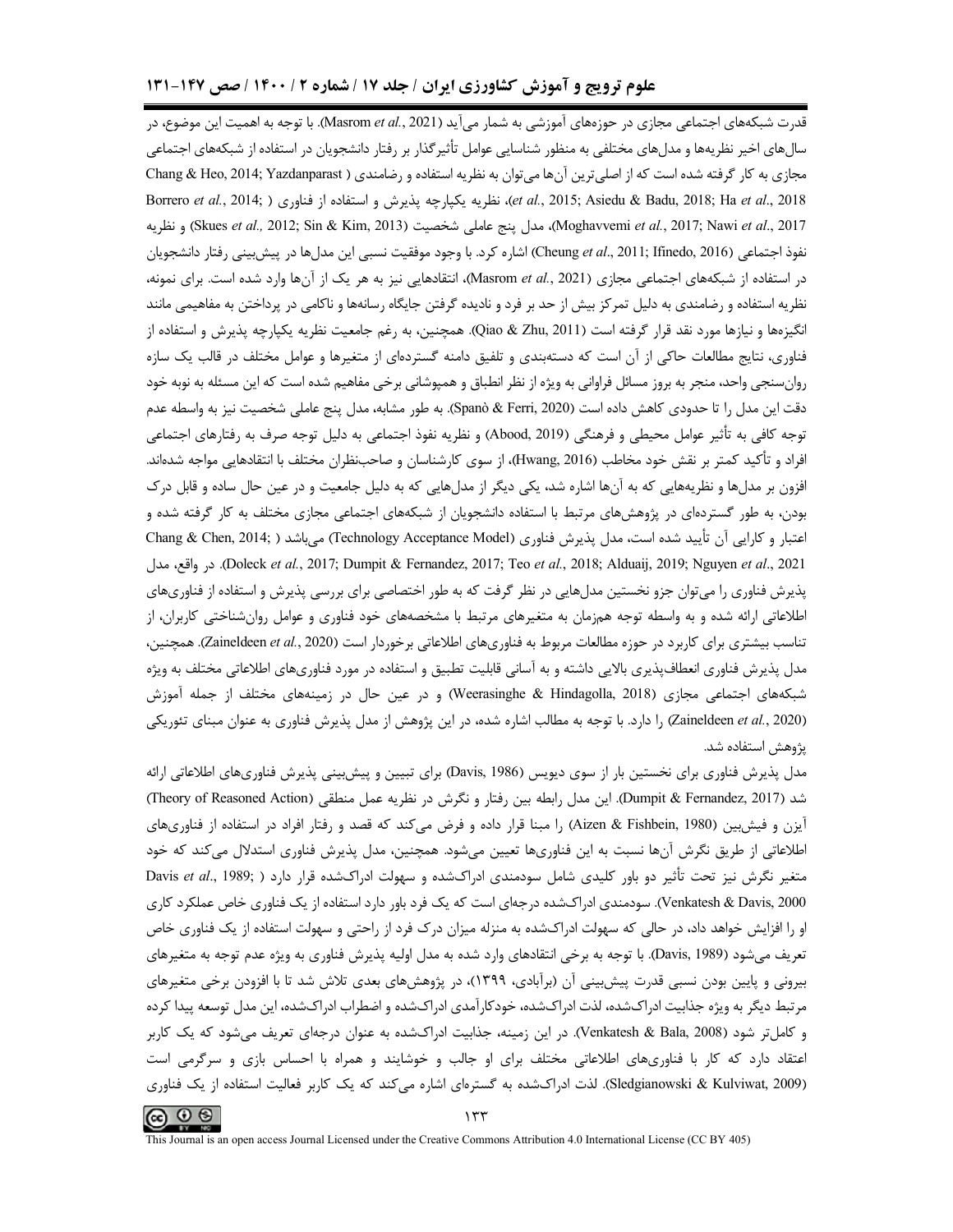قدرت شبکه‌های اجتماعی مجازی در حوزه‌های آموزشی به شمار می‌آید (Masrom *et al.*, 2021). با توجه به اهمیت این موضوع، در سال‌های اخیر نظریه‌ها و مدل‌های مختلفی به منظور شناسایی عوامل تأثیرگذار بر رفتار دانشجویان در استفاده از شبکه‌های اجتماعی مجازی به کار گرفته شده است که از اصلی‌ترین آن‌ها می‌توان به نظریه استفاده و رضامندی (Chang & Heo, 2014; Yazdanparast *et al.*, 2015; Asiedu & Badu, 2018; Ha *et al.*, 2018)، نظریه یکپارچه پذیرش و استفاده از فناوری (Borrero *et al.*, 2014; Moghavvemi *et al.*, 2017; Nawi *et al.*, 2017)، مدل پنج عاملی شخصیت (Skues *et al.*, 2012; Sin & Kim, 2013) و نظریه نفوذ اجتماعی (Cheung *et al.*, 2011; Ifinedo, 2016) اشاره کرد. با وجود موفقیت نسبی این مدل‌ها در پیش‌بینی رفتار دانشجویان در استفاده از شبکه‌های اجتماعی مجازی (Masrom *et al.*, 2021)، انتقادهایی نیز به هر یک از آن‌ها وارد شده است. برای نمونه، نظریه استفاده و رضامندی به دلیل تمرکز بیش از حد بر فرد و نادیده گرفتن جایگاه رسانه‌ها و ناکامی در پرداختن به مفاهیمی مانند انگیزه‌ها و نیازها مورد نقد قرار گرفته است (Qiao & Zhu, 2011). همچنین، به رغم جامعیت نظریه یکپارچه پذیرش و استفاده از فناوری، نتایج مطالعات حاکی از آن است که دسته‌بندی و تلفیق دامنه گسترده‌ای از متغیرها و عوامل مختلف در قالب یک سازه روان‌سنجی واحد، منجر به بروز مسائل فراوانی به ویژه از نظر انطباق و همپوشانی برخی مفاهیم شده است که این مسئله به نوبه خود دقت این مدل را تا حدودی کاهش داده است (Spanò & Ferri, 2020). به طور مشابه، مدل پنج عاملی شخصیت نیز به واسطه عدم توجه کافی به تأثیر عوامل محیطی و فرهنگی (Abood, 2019) و نظریه نفوذ اجتماعی به دلیل توجه صرف به رفتارهای اجتماعی افراد و تأکید کمتر بر نقش خود مخاطب (Hwang, 2016)، از سوی کارشناسان و صاحب‌نظران مختلف با انتقادهایی مواجه شده‌اند. افزون بر مدل‌ها و نظریه‌هایی که به آن‌ها اشاره شد، یکی دیگر از مدل‌هایی که به دلیل جامعیت و در عین حال ساده و قابل درک بودن، به طور گسترده‌ای در پژوهش‌های مرتبط با استفاده دانشجویان از شبکه‌های اجتماعی مجازی مختلف به کار گرفته شده و اعتبار و کارایی آن تأیید شده است، مدل پذیرش فناوری (Technology Acceptance Model) می‌باشد (Chang & Chen, 2014; Doleck *et al.*, 2017; Dumpit & Fernandez, 2017; Teo *et al.*, 2018; Alduaij, 2019; Nguyen *et al.*, 2021). در واقع، مدل پذیرش فناوری را می‌توان جزو نخستین مدل‌هایی در نظر گرفت که به طور اختصاصی برای بررسی پذیرش و استفاده از فناوری‌های اطلاعاتی ارائه شده و به واسطه توجه همزمان به متغیرهای مرتبط با مشخصه‌های خود فناوری و عوامل روان‌شناختی کاربران، از تناسب بیشتری برای کاربرد در حوزه مطالعات مربوط به فناوری‌های اطلاعاتی برخوردار است (Zaineldeen *et al.*, 2020). همچنین، مدل پذیرش فناوری انعطاف‌پذیری بالایی داشته و به آسانی قابلیت تطبیق و استفاده در مورد فناوری‌های اطلاعاتی مختلف به ویژه شبکه‌های اجتماعی مجازی (Weerasinghe & Hindagolla, 2018) و در عین حال در زمینه‌های مختلف از جمله آموزش (Zaineldeen *et al.*, 2020) را دارد. با توجه به مطالب اشاره شده، در این پژوهش از مدل پذیرش فناوری به عنوان مبنای تئوریکی پژوهش استفاده شد.

مدل پذیرش فناوری برای نخستین بار از سوی دیویس (Davis, 1986) برای تبیین و پیش‌بینی پذیرش فناوری‌های اطلاعاتی ارائه شد (Dumpit & Fernandez, 2017). این مدل رابطه بین رفتار و نگرش در نظریه عمل منطقی (Theory of Reasoned Action) آیزن و فیش‌بین (Aizen & Fishbein, 1980) را مبنا قرار داده و فرض می‌کند که قصد و رفتار افراد در استفاده از فناوری‌های اطلاعاتی از طریق نگرش آن‌ها نسبت به این فناوری‌ها تعیین می‌شود. همچنین، مدل پذیرش فناوری استدلال می‌کند که خود متغیر نگرش نیز تحت تأثیر دو باور کلیدی شامل سودمندی ادراک‌شده و سهولت ادراک‌شده قرار دارد (Davis *et al.*, 1989; Venkatesh & Davis, 2000). سودمندی ادراک‌شده درجه‌ای است که یک فرد باور دارد استفاده از یک فناوری خاص عملکرد کاری او را افزایش خواهد داد، در حالی که سهولت ادراک‌شده به منزله میزان درک فرد از راحتی و سهولت استفاده از یک فناوری خاص تعریف می‌شود (Davis, 1989). با توجه به برخی انتقادهای وارد شده به مدل اولیه پذیرش فناوری به ویژه عدم توجه به متغیرهای بیرونی و پایین بودن نسبی قدرت پیش‌بینی آن (برآبادی، ۱۳۹۹)، در پژوهش‌های بعدی تلاش شد تا با افزودن برخی متغیرهای مرتبط دیگر به ویژه جذابیت ادراک‌شده، لذت ادراک‌شده، خودکارآمدی ادراک‌شده و اضطراب ادراک‌شده، این مدل توسعه پیدا کرده و کامل‌تر شود (Venkatesh & Bala, 2008). در این زمینه، جذابیت ادراک‌شده به عنوان درجه‌ای تعریف می‌شود که یک کاربر اعتقاد دارد که کار با فناوری‌های اطلاعاتی مختلف برای او جالب و خوشایند و همراه با احساس بازی و سرگرمی است (Sledgianowski & Kulviwat, 2009). لذت ادراک‌شده به گستره‌ای اشاره می‌کند که یک کاربر فعالیت استفاده از یک فناوری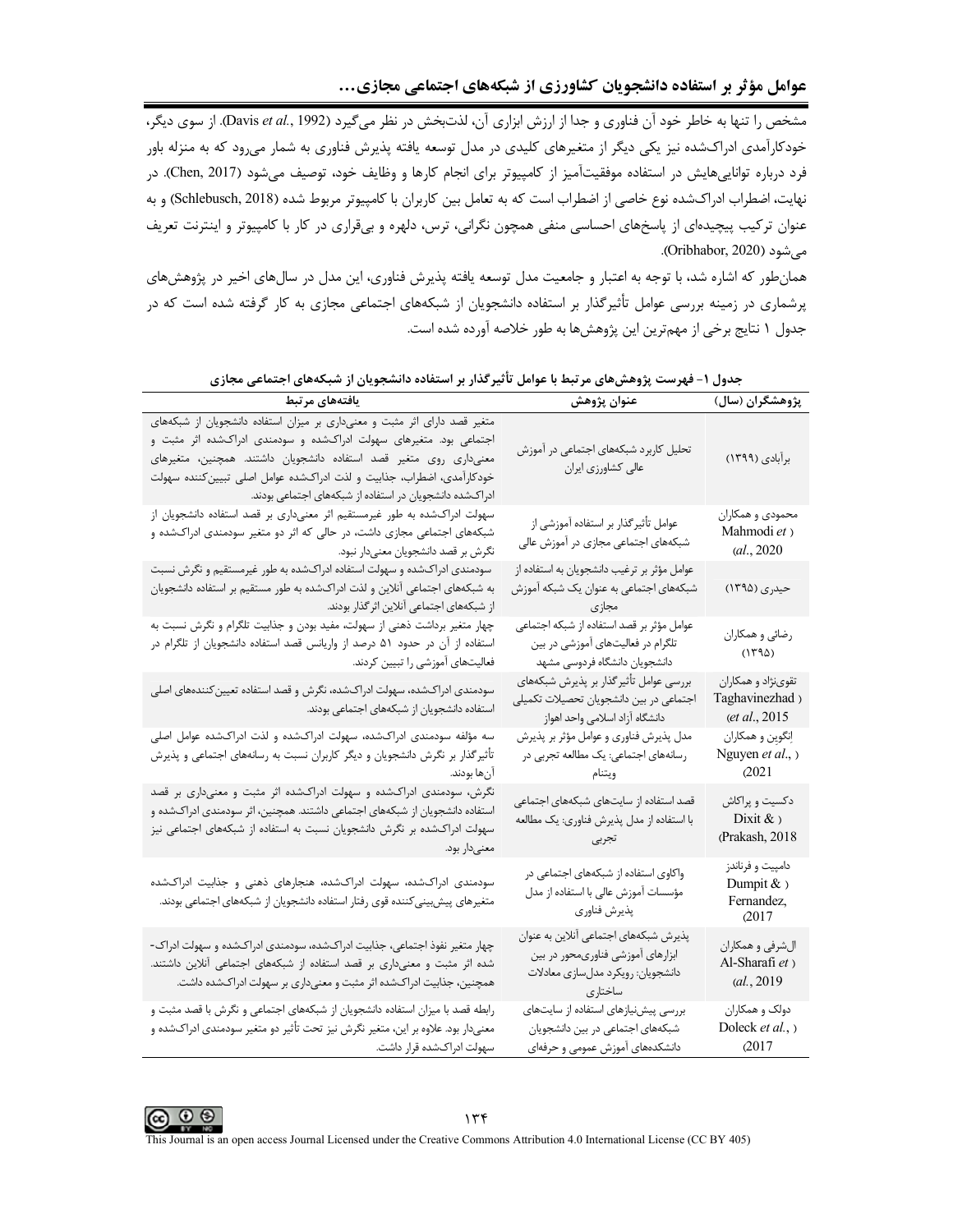مشخص را تنها به خاطر خود آن فناوری و جدا از ارزش ابزاری آن، لذت‌بخش در نظر می‌گیرد (Davis *et al.*, 1992). از سوی دیگر، خودکارآمدی ادراک‌شده نیز یکی دیگر از متغیرهای کلیدی در مدل توسعه یافته پذیرش فناوری به شمار می‌رود که به منزله باور فرد درباره توانایی‌هایش در استفاده موفقیت‌آمیز از کامپیوتر برای انجام کارها و وظایف خود، توصیف می‌شود (Chen, 2017). در نهایت، اضطراب ادراک‌شده نوع خاصی از اضطراب است که به تعامل بین کاربران با کامپیوتر مربوط شده (Schlebusch, 2018) و به عنوان ترکیب پیچیده‌ای از پاسخ‌های احساسی منفی همچون نگرانی، ترس، دلهره و بی‌قراری در کار با کامپیوتر و اینترنت تعریف می‌شود (Oribhabor, 2020).

همان‌طور که اشاره شد، با توجه به اعتبار و جامعیت مدل توسعه یافته پذیرش فناوری، این مدل در سال‌های اخیر در پژوهش‌های پرشماری در زمینه بررسی عوامل تأثیرگذار بر استفاده دانشجویان از شبکه‌های اجتماعی مجازی به کار گرفته شده است که در جدول ۱ نتایج برخی از مهم‌ترین این پژوهش‌ها به طور خلاصه آورده شده است.

**جدول ۱- فهرست پژوهش‌های مرتبط با عوامل تأثیرگذار بر استفاده دانشجویان از شبکه‌های اجتماعی مجازی**

| پژوهشگران (سال) | عنوان پژوهش | یافته‌های مرتبط |
|---|---|---|
| برآبادی (۱۳۹۹) | تحلیل کاربرد شبکه‌های اجتماعی در آموزش عالی کشاورزی ایران | متغیر قصد دارای اثر مثبت و معنی‌داری بر میزان استفاده دانشجویان از شبکه‌های اجتماعی بود. متغیرهای سهولت ادراک‌شده و سودمندی ادراک‌شده اثر مثبت و معنی‌داری روی متغیر قصد استفاده دانشجویان داشتند. همچنین، متغیرهای خودکارآمدی، اضطراب، جذابیت و لذت ادراک‌شده عوامل اصلی تبیین‌کننده سهولت ادراک‌شده دانشجویان در استفاده از شبکه‌های اجتماعی بودند. |
| محمودی و همکاران (Mahmodi *et al.*, 2020) | عوامل تأثیرگذار بر استفاده آموزشی از شبکه‌های اجتماعی مجازی در آموزش عالی | سهولت ادراک‌شده به طور غیرمستقیم اثر معنی‌داری بر قصد استفاده دانشجویان از شبکه‌های اجتماعی مجازی داشت، در حالی که اثر دو متغیر سودمندی ادراک‌شده و نگرش بر قصد دانشجویان معنی‌دار نبود. |
| حیدری (۱۳۹۵) | عوامل مؤثر بر ترغیب دانشجویان به استفاده از شبکه‌های اجتماعی به عنوان یک شبکه آموزش مجازی | سودمندی ادراک‌شده و سهولت استفاده ادراک‌شده به طور غیرمستقیم و نگرش نسبت به شبکه‌های اجتماعی آنلاین و لذت ادراک‌شده به طور مستقیم بر استفاده دانشجویان از شبکه‌های اجتماعی آنلاین اثرگذار بودند. |
| رضائی و همکاران (۱۳۹۵) | عوامل مؤثر بر قصد استفاده از شبکه اجتماعی تلگرام در فعالیت‌های آموزشی در بین دانشجویان دانشگاه فردوسی مشهد | چهار متغیر برداشت ذهنی از سهولت، مفید بودن و جذابیت تلگرام و نگرش نسبت به استفاده از آن در حدود ۵۱ درصد از واریانس قصد استفاده دانشجویان از تلگرام در فعالیت‌های آموزشی را تبیین کردند. |
| تقوی‌نژاد و همکاران (Taghavinezhad *et al.*, 2015) | بررسی عوامل تأثیرگذار بر پذیرش شبکه‌های اجتماعی در بین دانشجویان تحصیلات تکمیلی دانشگاه آزاد اسلامی واحد اهواز | سودمندی ادراک‌شده، سهولت ادراک‌شده، نگرش و قصد استفاده تعیین‌کننده‌های اصلی استفاده دانشجویان از شبکه‌های اجتماعی بودند. |
| اِنگوین و همکاران (Nguyen *et al.*, 2021) | مدل پذیرش فناوری و عوامل مؤثر بر پذیرش رسانه‌های اجتماعی: یک مطالعه تجربی در ویتنام | سه مؤلفه سودمندی ادراک‌شده، سهولت ادراک‌شده و لذت ادراک‌شده عوامل اصلی تأثیرگذار بر نگرش دانشجویان و دیگر کاربران نسبت به رسانه‌های اجتماعی و پذیرش آن‌ها بودند. |
| دکسیت و پراکاش (Dixit & Prakash, 2018) | قصد استفاده از سایت‌های شبکه‌های اجتماعی با استفاده از مدل پذیرش فناوری: یک مطالعه تجربی | نگرش، سودمندی ادراک‌شده و سهولت ادراک‌شده اثر مثبت و معنی‌داری بر قصد استفاده دانشجویان از شبکه‌های اجتماعی داشتند. همچنین، اثر سودمندی ادراک‌شده و سهولت ادراک‌شده بر نگرش دانشجویان نسبت به استفاده از شبکه‌های اجتماعی نیز معنی‌دار بود. |
| دامپیت و فرناندز (Dumpit & Fernandez, 2017) | واکاوی استفاده از شبکه‌های اجتماعی در مؤسسات آموزش عالی با استفاده از مدل پذیرش فناوری | سودمندی ادراک‌شده، سهولت ادراک‌شده، هنجارهای ذهنی و جذابیت ادراک‌شده متغیرهای پیش‌بینی‌کننده قوی رفتار استفاده دانشجویان از شبکه‌های اجتماعی بودند. |
| الشرفی و همکاران (Al-Sharafi *et al.*, 2019) | پذیرش شبکه‌های اجتماعی آنلاین به عنوان ابزارهای آموزشی فناوری‌محور در بین دانشجویان: رویکرد مدل‌سازی معادلات ساختاری | چهار متغیر نفوذ اجتماعی، جذابیت ادراک‌شده، سودمندی ادراک‌شده و سهولت ادراک‌شده اثر مثبت و معنی‌داری بر قصد استفاده از شبکه‌های اجتماعی آنلاین داشتند. همچنین، جذابیت ادراک‌شده اثر مثبت و معنی‌داری بر سهولت ادراک‌شده داشت. |
| دولک و همکاران (Doleck *et al.*, 2017) | بررسی پیش‌نیازهای استفاده از سایت‌های شبکه‌های اجتماعی در بین دانشجویان دانشکده‌های آموزش عمومی و حرفه‌ای | رابطه قصد با میزان استفاده دانشجویان از شبکه‌های اجتماعی و نگرش با قصد مثبت و معنی‌دار بود. علاوه بر این، متغیر نگرش نیز تحت تأثیر دو متغیر سودمندی ادراک‌شده و سهولت ادراک‌شده قرار داشت. |

This Journal is an open access Journal Licensed under the Creative Commons Attribution 4.0 International License (CC BY 405)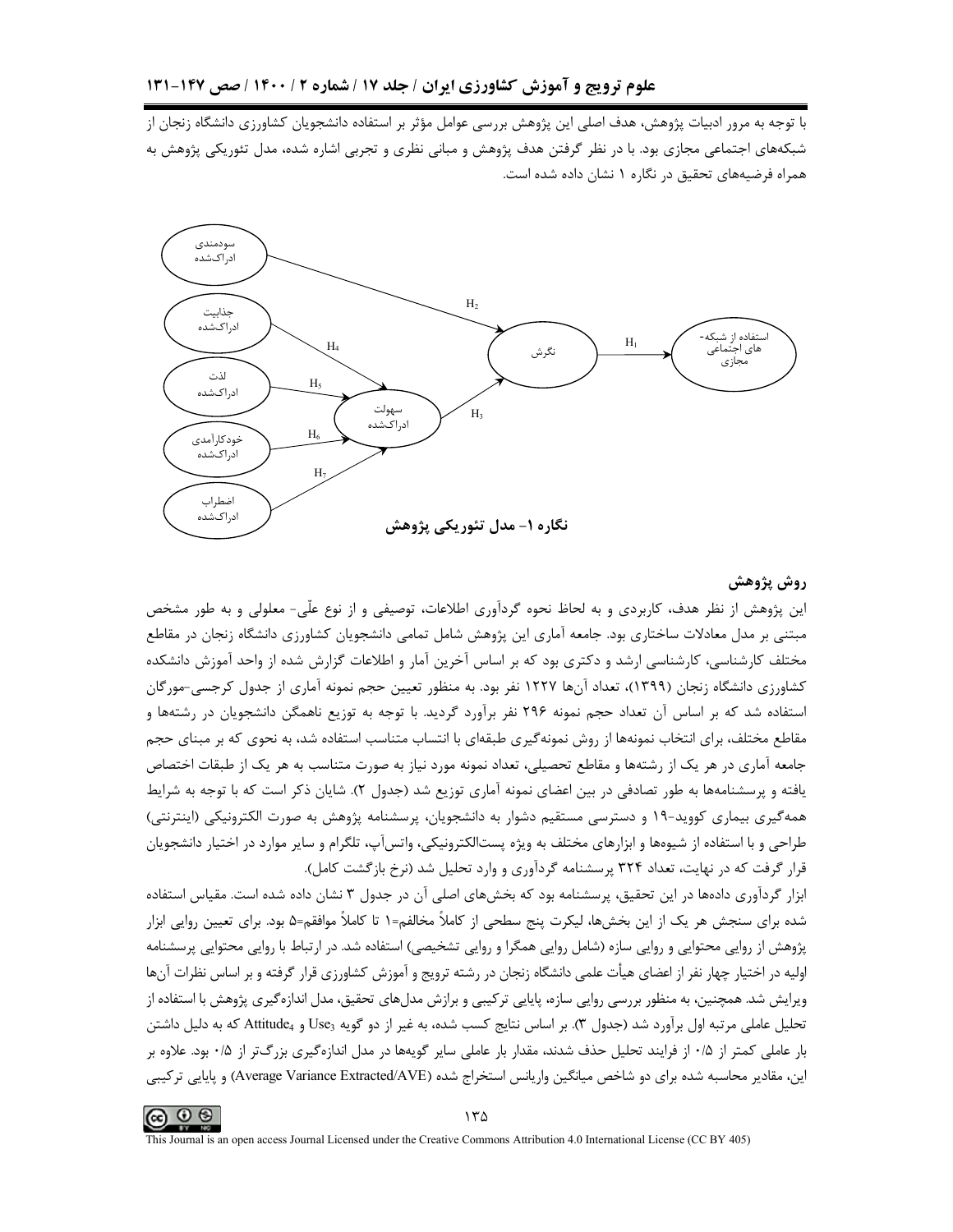با توجه به مرور ادبیات پژوهش، هدف اصلی این پژوهش بررسی عوامل مؤثر بر استفاده دانشجویان کشاورزی دانشگاه زنجان از شبکه‌های اجتماعی مجازی بود. با در نظر گرفتن هدف پژوهش و مبانی نظری و تجربی اشاره شده، مدل تئوریکی پژوهش به همراه فرضیه‌های تحقیق در نگاره ۱ نشان داده شده است.

**نگاره ۱- مدل تئوریکی پژوهش**

## روش پژوهش

این پژوهش از نظر هدف، کاربردی و به لحاظ نحوه گردآوری اطلاعات، توصیفی و از نوع علّی- معلولی و به طور مشخص مبتنی بر مدل معادلات ساختاری بود. جامعه آماری این پژوهش شامل تمامی دانشجویان کشاورزی دانشگاه زنجان در مقاطع مختلف کارشناسی، کارشناسی ارشد و دکتری بود که بر اساس آخرین آمار و اطلاعات گزارش شده از واحد آموزش دانشکده کشاورزی دانشگاه زنجان (۱۳۹۹)، تعداد آن‌ها ۱۲۲۷ نفر بود. به منظور تعیین حجم نمونه آماری از جدول کرجسی-مورگان استفاده شد که بر اساس آن تعداد حجم نمونه ۲۹۶ نفر برآورد گردید. با توجه به توزیع ناهمگن دانشجویان در رشته‌ها و مقاطع مختلف، برای انتخاب نمونه‌ها از روش نمونه‌گیری طبقه‌ای با انتساب متناسب استفاده شد، به نحوی که بر مبنای حجم جامعه آماری در هر یک از رشته‌ها و مقاطع تحصیلی، تعداد نمونه مورد نیاز به صورت متناسب به هر یک از طبقات اختصاص یافته و پرسشنامه‌ها به طور تصادفی در بین اعضای نمونه آماری توزیع شد (جدول ۲). شایان ذکر است که با توجه به شرایط همه‌گیری بیماری کووید-۱۹ و دسترسی مستقیم دشوار به دانشجویان، پرسشنامه پژوهش به صورت الکترونیکی (اینترنتی) طراحی و با استفاده از شیوه‌ها و ابزارهای مختلف به ویژه پست‌الکترونیکی، واتس‌آپ، تلگرام و سایر موارد در اختیار دانشجویان قرار گرفت که در نهایت، تعداد ۳۲۴ پرسشنامه گردآوری و وارد تحلیل شد (نرخ بازگشت کامل).

ابزار گردآوری داده‌ها در این تحقیق، پرسشنامه بود که بخش‌های اصلی آن در جدول ۳ نشان داده شده است. مقیاس استفاده شده برای سنجش هر یک از این بخش‌ها، لیکرت پنج سطحی از کاملاً مخالفم=۱ تا کاملاً موافقم=۵ بود. برای تعیین روایی ابزار پژوهش از روایی محتوایی و روایی سازه (شامل روایی همگرا و روایی تشخیصی) استفاده شد. در ارتباط با روایی محتوایی پرسشنامه اولیه در اختیار چهار نفر از اعضای هیأت علمی دانشگاه زنجان در رشته ترویج و آموزش کشاورزی قرار گرفته و بر اساس نظرات آن‌ها ویرایش شد. همچنین، به منظور بررسی روایی سازه، پایایی ترکیبی و برازش مدل‌های تحقیق، مدل اندازه‌گیری پژوهش با استفاده از تحلیل عاملی مرتبه اول برآورد شد (جدول ۳). بر اساس نتایج کسب شده، به غیر از دو گویه $Use_3$ و $Attitude_4$ که به دلیل داشتن بار عاملی کمتر از ۰/۵ از فرایند تحلیل حذف شدند، مقدار بار عاملی سایر گویه‌ها در مدل اندازه‌گیری بزرگ‌تر از ۰/۵ بود. علاوه بر این، مقادیر محاسبه شده برای دو شاخص میانگین واریانس استخراج شده (Average Variance Extracted/AVE) و پایایی ترکیبی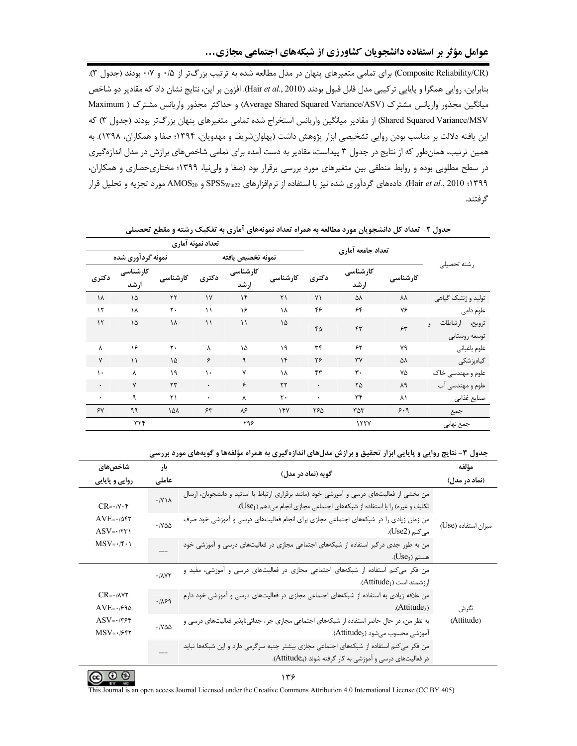(Composite Reliability/CR) برای تمامی متغیرهای پنهان در مدل مطالعه شده به ترتیب بزرگ‌تر از ۰/۵ و ۰/۷ بودند (جدول ۳). بنابراین، روایی همگرا و پایایی ترکیبی مدل قابل قبول بودند (Hair *et al.*, 2010). افزون بر این، نتایج نشان داد که مقادیر دو شاخص میانگین مجذور واریانس مشترک (Average Shared Squared Variance/ASV) و حداکثر مجذور واریانس مشترک ( Maximum Shared Squared Variance/MSV) از مقادیر میانگین واریانس استخراج شده تمامی متغیرهای پنهان بزرگ‌تر بودند (جدول ۳) که این یافته دلالت بر مناسب بودن روایی تشخیصی ابزار پژوهش داشت (پهلوان‌شریف و مهدویان، ۱۳۹۴؛ صفا و همکاران، ۱۳۹۸). به همین ترتیب، همان‌طور که از نتایج در جدول ۳ پیداست، مقادیر به دست آمده برای تمامی شاخص‌های برازش در مدل اندازه‌گیری در سطح مطلوبی بوده و روابط منطقی بین متغیرهای مورد بررسی برقرار بود (صفا و ولی‌نیا، ۱۳۹۹؛ مختاری‌حصاری و همکاران، ۱۳۹۹؛ Hair *et al.*, 2010). داده‌های گردآوری شده نیز با استفاده از نرم‌افزارهای $SPSS_{Win22}$ و $AMOS_{20}$ مورد تجزیه و تحلیل قرار گرفتند.

**جدول ۲- تعداد کل دانشجویان مورد مطالعه به همراه تعداد نمونه‌های آماری به تفکیک رشته و مقطع تحصیلی**

| رشته تحصیلی | تعداد جامعه آماری | | | تعداد نمونه آماری | | | | | |
|---|---|---|---|---|---|---|---|---|---|
| | | | | نمونه تخصیص یافته | | | نمونه گردآوری شده | | |
| | کارشناسی | کارشناسی ارشد | دکتری | کارشناسی | کارشناسی ارشد | دکتری | کارشناسی | کارشناسی ارشد | دکتری |
| تولید و ژنتیک گیاهی | ۸۸ | ۵۸ | ۷۱ | ۲۱ | ۱۴ | ۱۷ | ۲۲ | ۱۵ | ۱۸ |
| علوم دامی | ۷۶ | ۶۴ | ۴۶ | ۱۸ | ۱۶ | ۱۱ | ۲۰ | ۱۸ | ۱۲ |
| ترویج، ارتباطات و توسعه روستایی | ۶۳ | ۴۳ | ۴۵ | ۱۵ | ۱۱ | ۱۱ | ۱۸ | ۱۵ | ۱۲ |
| علوم باغبانی | ۷۹ | ۶۲ | ۳۴ | ۱۹ | ۱۵ | ۸ | ۲۰ | ۱۶ | ۸ |
| گیاه‌پزشکی | ۵۸ | ۳۷ | ۲۶ | ۱۴ | ۹ | ۶ | ۱۵ | ۱۱ | ۷ |
| علوم و مهندسی خاک | ۷۵ | ۳۰ | ۴۳ | ۱۸ | ۷ | ۱۰ | ۱۹ | ۸ | ۱۰ |
| علوم و مهندسی آب | ۸۹ | ۲۵ | ۰ | ۲۲ | ۶ | ۰ | ۲۳ | ۷ | ۰ |
| صنایع غذایی | ۸۱ | ۳۴ | ۰ | ۲۰ | ۸ | ۰ | ۲۱ | ۹ | ۰ |
| جمع | ۶۰۹ | ۳۵۳ | ۲۶۵ | ۱۴۷ | ۸۶ | ۶۳ | ۱۵۸ | ۹۹ | ۶۷ |
| جمع نهایی | | ۱۲۲۷ | | | ۲۹۶ | | | ۳۲۴ | |

**جدول ۳- نتایج روایی و پایایی ابزار تحقیق و برازش مدل‌های اندازه‌گیری به همراه مؤلفه‌ها و گویه‌های مورد بررسی**

| مؤلفه (نماد در مدل) | گویه (نماد در مدل) | بار عاملی | شاخص‌های روایی و پایایی |
|---|---|---|---|
| میزان استفاده (Use) | من بخشی از فعالیت‌های درسی و آموزشی خود (مانند برقراری ارتباط با اساتید و دانشجویان، ارسال تکلیف و غیره) را با استفاده از شبکه‌های اجتماعی مجازی انجام می‌دهم ($Use_1$). | ۰/۷۱۸ | CR=۰/۷۰۴<br>AVE=۰/۵۴۳<br>ASV=۰/۲۳۱<br>MSV=۰/۴۰۱ |
| | من زمان زیادی را در شبکه‌های اجتماعی مجازی برای انجام فعالیت‌های درسی و آموزشی خود صرف می‌کنم ($Use_2$). | ۰/۷۵۵ | |
| | من به طور جدی درگیر استفاده از شبکه‌های اجتماعی مجازی در فعالیت‌های درسی و آموزشی خود هستم ($Use_3$). | — | |
| نگرش (Attitude) | من فکر می‌کنم استفاده از شبکه‌های اجتماعی مجازی در فعالیت‌های درسی و آموزشی، مفید و ارزشمند است ($Attitude_1$). | ۰/۸۷۲ | CR=۰/۸۷۲<br>AVE=۰/۶۹۵<br>ASV=۰/۳۶۴<br>MSV=۰/۶۴۲ |
| | من علاقه زیادی به استفاده از شبکه‌های اجتماعی مجازی در فعالیت‌های درسی و آموزشی خود دارم ($Attitude_2$). | ۰/۸۶۹ | |
| | به نظر من، در حال حاضر استفاده از شبکه‌های اجتماعی مجازی جزء جدائی‌ناپذیر فعالیت‌های درسی و آموزشی محسوب می‌شود ($Attitude_3$). | ۰/۷۵۵ | |
| | من فکر می‌کنم استفاده از شبکه‌های اجتماعی مجازی بیشتر جنبه سرگرمی دارد و این شبکه‌ها نباید در فعالیت‌های درسی و آموزشی به کار گرفته شوند ($Attitude_4$). | — | |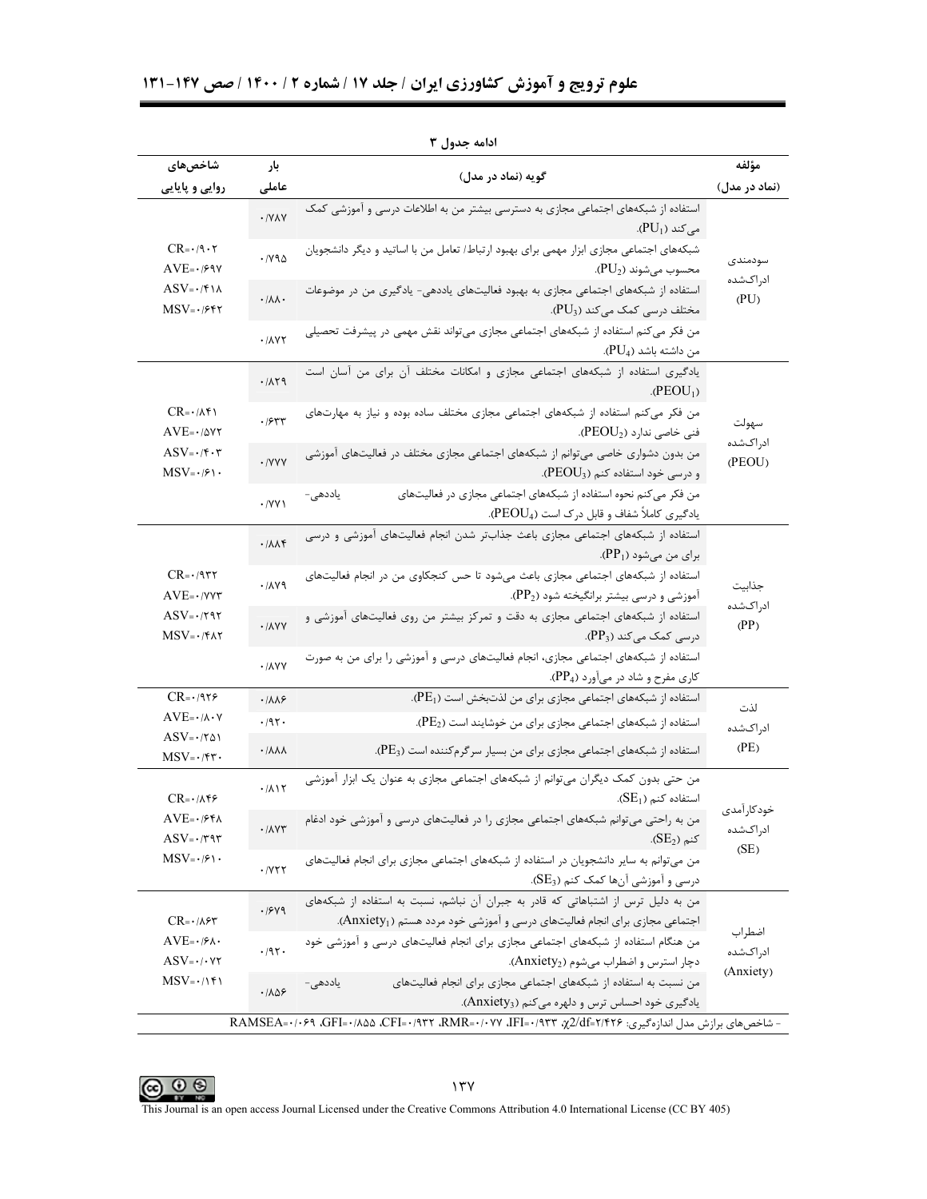ادامه جدول ۳

| مؤلفه (نماد در مدل) | گویه (نماد در مدل) | بار عاملی | شاخص‌های روایی و پایایی |
|---|---|---|---|
| سودمندی ادراک‌شده (PU) | استفاده از شبکه‌های اجتماعی مجازی به دسترسی بیشتر من به اطلاعات درسی و آموزشی کمک می‌کند ($PU_1$). | ۰/۷۸۷ | CR=۰/۹۰۲ AVE=۰/۶۹۷ ASV=۰/۴۱۸ MSV=۰/۶۴۲ |
| | شبکه‌های اجتماعی مجازی ابزار مهمی برای بهبود ارتباط/ تعامل من با اساتید و دیگر دانشجویان محسوب می‌شوند ($PU_2$). | ۰/۷۹۵ | |
| | استفاده از شبکه‌های اجتماعی مجازی به بهبود فعالیت‌های یاددهی- یادگیری من در موضوعات مختلف درسی کمک می‌کند ($PU_3$). | ۰/۸۸۰ | |
| | من فکر می‌کنم استفاده از شبکه‌های اجتماعی مجازی می‌تواند نقش مهمی در پیشرفت تحصیلی من داشته باشد ($PU_4$). | ۰/۸۷۲ | |
| سهولت ادراک‌شده (PEOU) | یادگیری استفاده از شبکه‌های اجتماعی مجازی و امکانات مختلف آن برای من آسان است ($PEOU_1$). | ۰/۸۲۹ | CR=۰/۸۴۱ AVE=۰/۵۷۲ ASV=۰/۴۰۳ MSV=۰/۶۱۰ |
| | من فکر می‌کنم استفاده از شبکه‌های اجتماعی مجازی مختلف ساده بوده و نیاز به مهارت‌های فنی خاصی ندارد ($PEOU_2$). | ۰/۶۳۳ | |
| | من بدون دشواری خاصی می‌توانم از شبکه‌های اجتماعی مجازی مختلف در فعالیت‌های آموزشی و درسی خود استفاده کنم ($PEOU_3$). | ۰/۷۷۷ | |
| | من فکر می‌کنم نحوه استفاده از شبکه‌های اجتماعی مجازی در فعالیت‌های یاددهی- یادگیری کاملاً شفاف و قابل درک است ($PEOU_4$). | ۰/۷۷۱ | |
| جذابیت ادراک‌شده (PP) | استفاده از شبکه‌های اجتماعی مجازی باعث جذاب‌تر شدن انجام فعالیت‌های آموزشی و درسی برای من می‌شود ($PP_1$). | ۰/۸۸۴ | CR=۰/۹۳۲ AVE=۰/۷۷۳ ASV=۰/۲۹۲ MSV=۰/۴۸۲ |
| | استفاده از شبکه‌های اجتماعی مجازی باعث می‌شود تا حس کنجکاوی من در انجام فعالیت‌های آموزشی و درسی بیشتر برانگیخته شود ($PP_2$). | ۰/۸۷۹ | |
| | استفاده از شبکه‌های اجتماعی مجازی به دقت و تمرکز بیشتر من روی فعالیت‌های آموزشی و درسی کمک می‌کند ($PP_3$). | ۰/۸۷۷ | |
| | استفاده از شبکه‌های اجتماعی مجازی، انجام فعالیت‌های درسی و آموزشی را برای من به صورت کاری مفرح و شاد در می‌آورد ($PP_4$). | ۰/۸۷۷ | |
| لذت ادراک‌شده (PE) | استفاده از شبکه‌های اجتماعی مجازی برای من لذت‌بخش است ($PE_1$). | ۰/۸۸۶ | CR=۰/۹۲۶ AVE=۰/۸۰۷ ASV=۰/۲۵۱ MSV=۰/۴۳۰ |
| | استفاده از شبکه‌های اجتماعی مجازی برای من خوشایند است ($PE_2$). | ۰/۹۲۰ | |
| | استفاده از شبکه‌های اجتماعی مجازی برای من بسیار سرگرم‌کننده است ($PE_3$). | ۰/۸۸۸ | |
| خودکارآمدی ادراک‌شده (SE) | من حتی بدون کمک دیگران می‌توانم از شبکه‌های اجتماعی مجازی به عنوان یک ابزار آموزشی استفاده کنم ($SE_1$). | ۰/۸۱۲ | CR=۰/۸۴۶ AVE=۰/۶۴۸ ASV=۰/۳۹۳ MSV=۰/۶۱۰ |
| | من به راحتی می‌توانم شبکه‌های اجتماعی مجازی را در فعالیت‌های درسی و آموزشی خود ادغام کنم ($SE_2$). | ۰/۸۷۳ | |
| | من می‌توانم به سایر دانشجویان در استفاده از شبکه‌های اجتماعی مجازی برای انجام فعالیت‌های درسی و آموزشی آن‌ها کمک کنم ($SE_3$). | ۰/۷۲۲ | |
| اضطراب ادراک‌شده (Anxiety) | من به دلیل ترس از اشتباهاتی که قادر به جبران آن نباشم، نسبت به استفاده از شبکه‌های اجتماعی مجازی برای انجام فعالیت‌های درسی و آموزشی خود مردد هستم ($Anxiety_1$). | ۰/۶۷۹ | CR=۰/۸۶۳ AVE=۰/۶۸۰ ASV=۰/۰۷۲ MSV=۰/۱۴۱ |
| | من هنگام استفاده از شبکه‌های اجتماعی مجازی برای انجام فعالیت‌های درسی و آموزشی خود دچار استرس و اضطراب می‌شوم ($Anxiety_2$). | ۰/۹۲۰ | |
| | من نسبت به استفاده از شبکه‌های اجتماعی مجازی برای انجام فعالیت‌های یاددهی- یادگیری خود احساس ترس و دلهره می‌کنم ($Anxiety_3$). | ۰/۸۵۶ | |

- شاخص‌های برازش مدل اندازه‌گیری: $\chi 2/df$=۲/۴۲۶، IFI=۰/۹۳۳، RMR=۰/۰۷۷، CFI=۰/۹۳۲، GFI=۰/۸۵۵، RAMSEA=۰/۰۶۹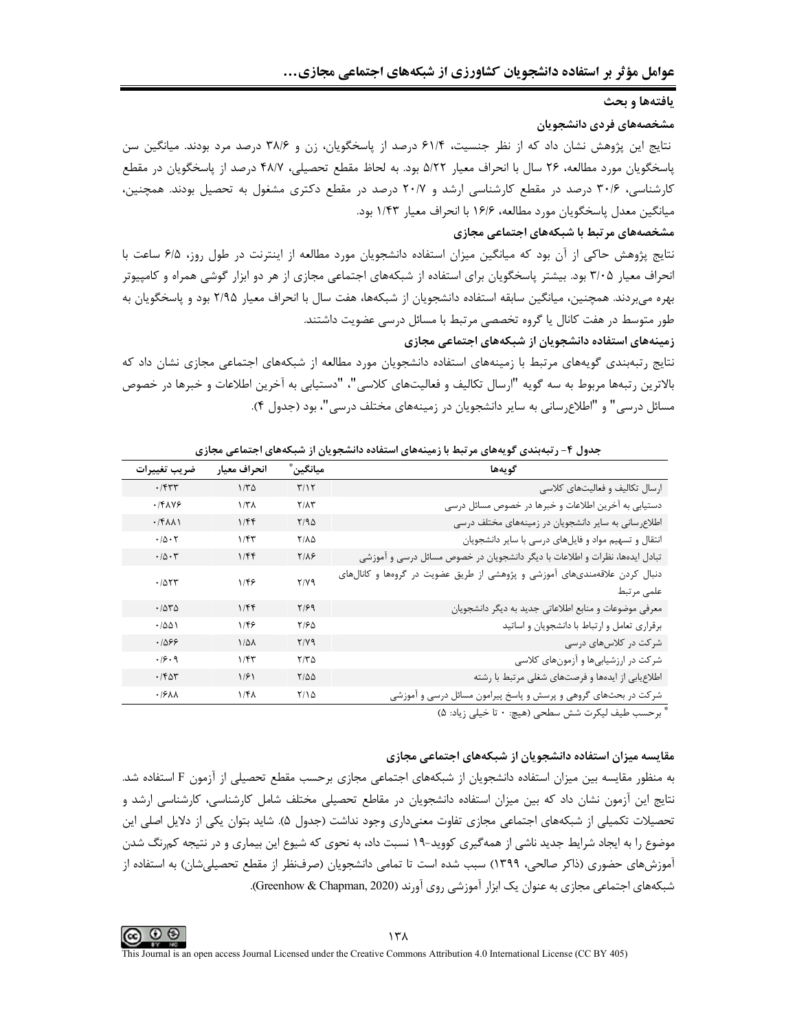## یافته‌ها و بحث

### مشخصه‌های فردی دانشجویان

نتایج این پژوهش نشان داد که از نظر جنسیت، ۶۱/۴ درصد از پاسخگویان، زن و ۳۸/۶ درصد مرد بودند. میانگین سن پاسخگویان مورد مطالعه، ۲۶ سال با انحراف معیار ۵/۲۲ بود. به لحاظ مقطع تحصیلی، ۴۸/۷ درصد از پاسخگویان در مقطع کارشناسی، ۳۰/۶ درصد در مقطع کارشناسی ارشد و ۲۰/۷ درصد در مقطع دکتری مشغول به تحصیل بودند. همچنین، میانگین معدل پاسخگویان مورد مطالعه، ۱۶/۶ با انحراف معیار ۱/۴۳ بود.

### مشخصه‌های مرتبط با شبکه‌های اجتماعی مجازی

نتایج پژوهش حاکی از آن بود که میانگین میزان استفاده دانشجویان مورد مطالعه از اینترنت در طول روز، ۶/۵ ساعت با انحراف معیار ۳/۰۵ بود. بیشتر پاسخگویان برای استفاده از شبکه‌های اجتماعی مجازی از هر دو ابزار گوشی همراه و کامپیوتر بهره می‌بردند. همچنین، میانگین سابقه استفاده دانشجویان از شبکه‌ها، هفت سال با انحراف معیار ۲/۹۵ بود و پاسخگویان به طور متوسط در هفت کانال یا گروه تخصصی مرتبط با مسائل درسی عضویت داشتند.

### زمینه‌های استفاده دانشجویان از شبکه‌های اجتماعی مجازی

نتایج رتبه‌بندی گویه‌های مرتبط با زمینه‌های استفاده دانشجویان مورد مطالعه از شبکه‌های اجتماعی مجازی نشان داد که بالاترین رتبه‌ها مربوط به سه گویه "ارسال تکالیف و فعالیت‌های کلاسی"، "دستیابی به آخرین اطلاعات و خبرها در خصوص مسائل درسی" و "اطلاع‌رسانی به سایر دانشجویان در زمینه‌های مختلف درسی"، بود (جدول ۴).

جدول ۴- رتبه‌بندی گویه‌های مرتبط با زمینه‌های استفاده دانشجویان از شبکه‌های اجتماعی مجازی

| گویه‌ها | میانگین* | انحراف معیار | ضریب تغییرات |
|---|---|---|---|
| ارسال تکالیف و فعالیت‌های کلاسی | ۳/۱۲ | ۱/۳۵ | ۰/۴۳۳ |
| دستیابی به آخرین اطلاعات و خبرها در خصوص مسائل درسی | ۲/۸۳ | ۱/۳۸ | ۰/۴۸۷۶ |
| اطلاع‌رسانی به سایر دانشجویان در زمینه‌های مختلف درسی | ۲/۹۵ | ۱/۴۴ | ۰/۴۸۸۱ |
| انتقال و تسهیم مواد و فایل‌های درسی با سایر دانشجویان | ۲/۸۵ | ۱/۴۳ | ۰/۵۰۲ |
| تبادل ایده‌ها، نظرات و اطلاعات با دیگر دانشجویان در خصوص مسائل درسی و آموزشی | ۲/۸۶ | ۱/۴۴ | ۰/۵۰۳ |
| دنبال کردن علاقه‌مندی‌های آموزشی و پژوهشی از طریق عضویت در گروه‌ها و کانال‌های علمی مرتبط | ۲/۷۹ | ۱/۴۶ | ۰/۵۲۳ |
| معرفی موضوعات و منابع اطلاعاتی جدید به دیگر دانشجویان | ۲/۶۹ | ۱/۴۴ | ۰/۵۳۵ |
| برقراری تعامل و ارتباط با دانشجویان و اساتید | ۲/۶۵ | ۱/۴۶ | ۰/۵۵۱ |
| شرکت در کلاس‌های درسی | ۲/۷۹ | ۱/۵۸ | ۰/۵۶۶ |
| شرکت در ارزشیابی‌ها و آزمون‌های کلاسی | ۲/۳۵ | ۱/۴۳ | ۰/۶۰۹ |
| اطلاع‌یابی از ایده‌ها و فرصت‌های شغلی مرتبط با رشته | ۲/۵۵ | ۱/۶۱ | ۰/۴۵۳ |
| شرکت در بحث‌های گروهی و پرسش و پاسخ پیرامون مسائل درسی و آموزشی | ۲/۱۵ | ۱/۴۸ | ۰/۶۸۸ |

\* برحسب طیف لیکرت شش سطحی (هیچ: ۰ تا خیلی زیاد: ۵)

### مقایسه میزان استفاده دانشجویان از شبکه‌های اجتماعی مجازی

به منظور مقایسه بین میزان استفاده دانشجویان از شبکه‌های اجتماعی مجازی برحسب مقطع تحصیلی از آزمون F استفاده شد. نتایج این آزمون نشان داد که بین میزان استفاده دانشجویان در مقاطع تحصیلی مختلف شامل کارشناسی، کارشناسی ارشد و تحصیلات تکمیلی از شبکه‌های اجتماعی مجازی تفاوت معنی‌داری وجود نداشت (جدول ۵). شاید بتوان یکی از دلایل اصلی این موضوع را به ایجاد شرایط جدید ناشی از همه‌گیری کووید-۱۹ نسبت داد، به نحوی که شیوع این بیماری و در نتیجه کم‌رنگ شدن آموزش‌های حضوری (ذاکر صالحی، ۱۳۹۹) سبب شده است تا تمامی دانشجویان (صرف‌نظر از مقطع تحصیلی‌شان) به استفاده از شبکه‌های اجتماعی مجازی به عنوان یک ابزار آموزشی روی آورند (Greenhow & Chapman, 2020).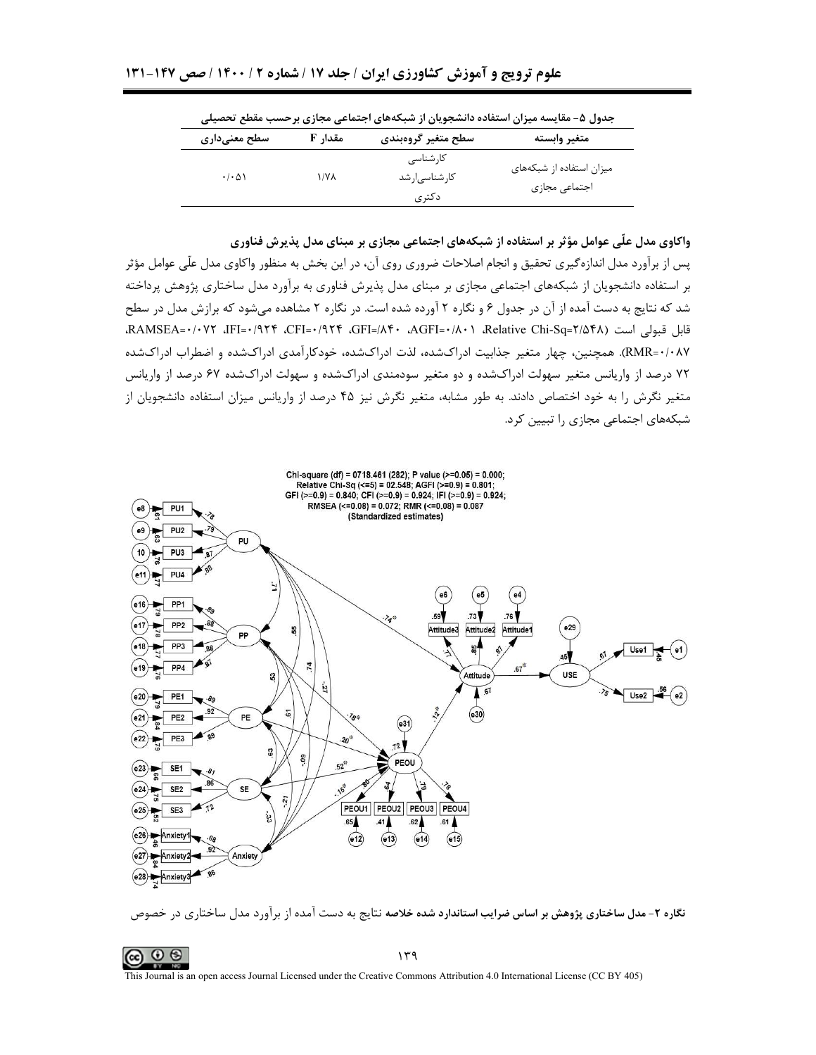جدول ۵- مقایسه میزان استفاده دانشجویان از شبکه‌های اجتماعی مجازی برحسب مقطع تحصیلی

| متغیر وابسته | سطح متغیر گروه‌بندی | مقدار F | سطح معنی‌داری |
|---|---|---|---|
| میزان استفاده از شبکه‌های اجتماعی مجازی | کارشناسی<br>کارشناسی‌ارشد<br>دکتری | ۱/۷۸ | ۰/۰۵۱ |

### واکاوی مدل علّی عوامل مؤثر بر استفاده از شبکه‌های اجتماعی مجازی بر مبنای مدل پذیرش فناوری

پس از برآورد مدل اندازه‌گیری تحقیق و انجام اصلاحات ضروری روی آن، در این بخش به منظور واکاوی مدل علّی عوامل مؤثر بر استفاده دانشجویان از شبکه‌های اجتماعی مجازی بر مبنای مدل پذیرش فناوری به برآورد مدل ساختاری پژوهش پرداخته شد که نتایج به دست آمده از آن در جدول ۶ و نگاره ۲ آورده شده است. در نگاره ۲ مشاهده می‌شود که برازش مدل در سطح قابل قبولی است (Relative Chi-Sq=۲/۵۴۸، AGFI=۰/۸۰۱، GFI=/۸۴۰، CFI=۰/۹۲۴، IFI=۰/۹۲۴، RAMSEA=۰/۰۷۲، RMR=۰/۰۸۷). همچنین، چهار متغیر جذابیت ادراک‌شده، لذت ادراک‌شده، خودکارآمدی ادراک‌شده و اضطراب ادراک‌شده ۷۲ درصد از واریانس متغیر سهولت ادراک‌شده و دو متغیر سودمندی ادراک‌شده و سهولت ادراک‌شده ۶۷ درصد از واریانس متغیر نگرش را به خود اختصاص دادند. به طور مشابه، متغیر نگرش نیز ۴۵ درصد از واریانس میزان استفاده دانشجویان از شبکه‌های اجتماعی مجازی را تبیین کرد.

Chi-square (df) = 0718.461 (282); P value (>=0.05) = 0.000; Relative Chi-Sq (<=5) = 02.548; AGFI (>=0.9) = 0.801; GFI (>=0.9) = 0.840; CFI (>=0.9) = 0.924; IFI (>=0.9) = 0.924; RMSEA (<=0.08) = 0.072; RMR (<=0.08) = 0.087 (Standardized estimates)

**نگاره ۲- مدل ساختاری پژوهش بر اساس ضرایب استاندارد شده خلاصه** نتایج به دست آمده از برآورد مدل ساختاری در خصوص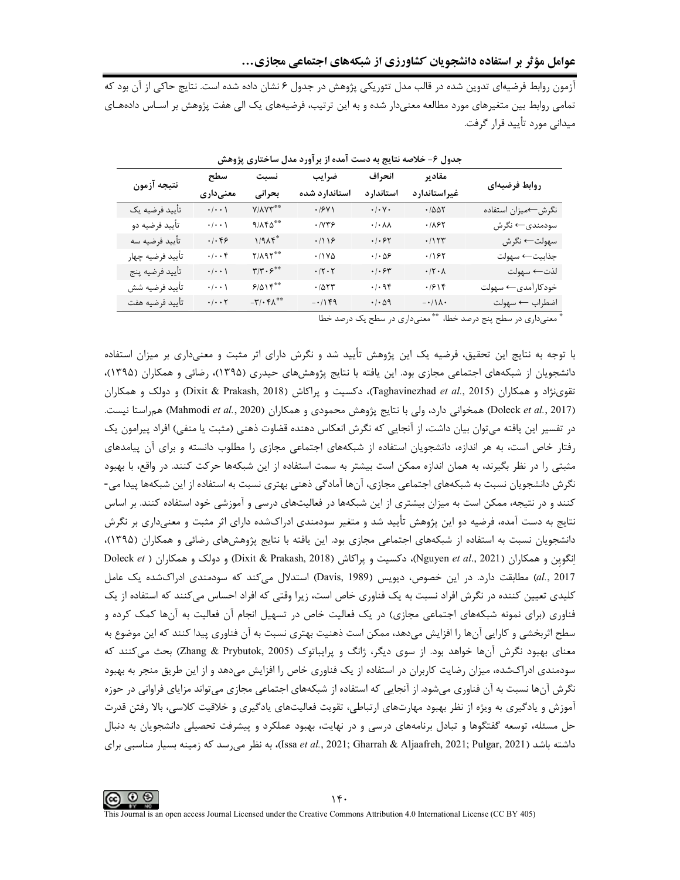آزمون روابط فرضیه‌ای تدوین شده در قالب مدل تئوریکی پژوهش در جدول ۶ نشان داده شده است. نتایج حاکی از آن بود که تمامی روابط بین متغیرهای مورد مطالعه معنی‌دار شده و به این ترتیب، فرضیه‌های یک الی هفت پژوهش بر اساس داده‌های میدانی مورد تأیید قرار گرفت.

**جدول ۶- خلاصه نتایج به دست آمده از برآورد مدل ساختاری پژوهش**

| روابط فرضیه‌ای | مقادیر غیراستاندارد | انحراف استاندارد | ضرایب استاندارد شده | نسبت بحرانی | سطح معنی‌داری | نتیجه آزمون |
|---|---|---|---|---|---|---|
| نگرش←میزان استفاده | ۰/۵۵۲ | ۰/۰۷۰ | ۰/۶۷۱ | ۷/۸۷۳** | ۰/۰۰۱ | تأیید فرضیه یک |
| سودمندی← نگرش | ۰/۸۶۲ | ۰/۰۸۸ | ۰/۷۳۶ | ۹/۸۴۵** | ۰/۰۰۱ | تأیید فرضیه دو |
| سهولت← نگرش | ۰/۱۲۳ | ۰/۰۶۲ | ۰/۱۱۶ | ۱/۹۸۴* | ۰/۰۴۶ | تأیید فرضیه سه |
| جذابیت← سهولت | ۰/۱۶۲ | ۰/۰۵۶ | ۰/۱۷۵ | ۲/۸۹۲** | ۰/۰۰۴ | تأیید فرضیه چهار |
| لذت← سهولت | ۰/۲۰۸ | ۰/۰۶۳ | ۰/۲۰۲ | ۳/۳۰۶** | ۰/۰۰۱ | تأیید فرضیه پنج |
| خودکارآمدی← سهولت | ۰/۶۱۴ | ۰/۰۹۴ | ۰/۵۲۳ | ۶/۵۱۴** | ۰/۰۰۱ | تأیید فرضیه شش |
| اضطراب ← سهولت | -۰/۱۸۰ | ۰/۰۵۹ | -۰/۱۴۹ | -۳/۰۴۸** | ۰/۰۰۲ | تأیید فرضیه هفت |

* معنی‌داری در سطح پنج درصد خطا، ** معنی‌داری در سطح یک درصد خطا

با توجه به نتایج این تحقیق، فرضیه یک این پژوهش تأیید شد و نگرش دارای اثر مثبت و معنی‌داری بر میزان استفاده دانشجویان از شبکه‌های اجتماعی مجازی بود. این یافته با نتایج پژوهش‌های حیدری (۱۳۹۵)، رضائی و همکاران (۱۳۹۵)، تقوی‌نژاد و همکاران (Taghavinezhad *et al.*, 2015)، دکسیت و پراکاش (Dixit & Prakash, 2018) و دولک و همکاران (Doleck *et al.*, 2017) همخوانی دارد، ولی با نتایج پژوهش محمودی و همکاران (Mahmodi *et al.*, 2020) همراستا نیست. در تفسیر این یافته می‌توان بیان داشت، از آنجایی که نگرش انعکاس دهنده قضاوت ذهنی (مثبت یا منفی) افراد پیرامون یک رفتار خاص است، به هر اندازه، دانشجویان استفاده از شبکه‌های اجتماعی مجازی را مطلوب دانسته و برای آن پیامدهای مثبتی را در نظر بگیرند، به همان اندازه ممکن است بیشتر به سمت استفاده از این شبکه‌ها حرکت کنند. در واقع، با بهبود نگرش دانشجویان نسبت به شبکه‌های اجتماعی مجازی، آن‌ها آمادگی ذهنی بهتری نسبت به استفاده از این شبکه‌ها پیدا می‌کنند و در نتیجه، ممکن است به میزان بیشتری از این شبکه‌ها در فعالیت‌های درسی و آموزشی خود استفاده کنند. بر اساس نتایج به دست آمده، فرضیه دو این پژوهش تأیید شد و متغیر سودمندی ادراک‌شده دارای اثر مثبت و معنی‌داری بر نگرش دانشجویان نسبت به استفاده از شبکه‌های اجتماعی مجازی بود. این یافته با نتایج پژوهش‌های رضائی و همکاران (۱۳۹۵)، اِنگوین و همکاران (Nguyen *et al.*, 2021)، دکسیت و پراکاش (Dixit & Prakash, 2018) و دولک و همکاران (Doleck *et al.*, 2017) مطابقت دارد. در این خصوص، دیویس (Davis, 1989) استدلال می‌کند که سودمندی ادراک‌شده یک عامل کلیدی تعیین کننده در نگرش افراد نسبت به یک فناوری خاص است، زیرا وقتی که افراد احساس می‌کنند که استفاده از یک فناوری (برای نمونه شبکه‌های اجتماعی مجازی) در یک فعالیت خاص در تسهیل انجام آن فعالیت به آن‌ها کمک کرده و سطح اثربخشی و کارایی آن‌ها را افزایش می‌دهد، ممکن است ذهنیت بهتری نسبت به آن فناوری پیدا کنند که این موضوع به معنای بهبود نگرش آن‌ها خواهد بود. از سوی دیگر، ژانگ و پرایباتوک (Zhang & Prybutok, 2005) بحث می‌کنند که سودمندی ادراک‌شده، میزان رضایت کاربران در استفاده از یک فناوری خاص را افزایش می‌دهد و از این طریق منجر به بهبود نگرش آن‌ها نسبت به آن فناوری می‌شود. از آنجایی که استفاده از شبکه‌های اجتماعی مجازی می‌تواند مزایای فراوانی در حوزه آموزش و یادگیری به ویژه از نظر بهبود مهارت‌های ارتباطی، تقویت فعالیت‌های یادگیری و خلاقیت کلاسی، بالا رفتن قدرت حل مسئله، توسعه گفتگوها و تبادل برنامه‌های درسی و در نهایت، بهبود عملکرد و پیشرفت تحصیلی دانشجویان به دنبال داشته باشد (Issa *et al.*, 2021; Gharrah & Aljaafreh, 2021; Pulgar, 2021)، به نظر می‌رسد که زمینه بسیار مناسبی برای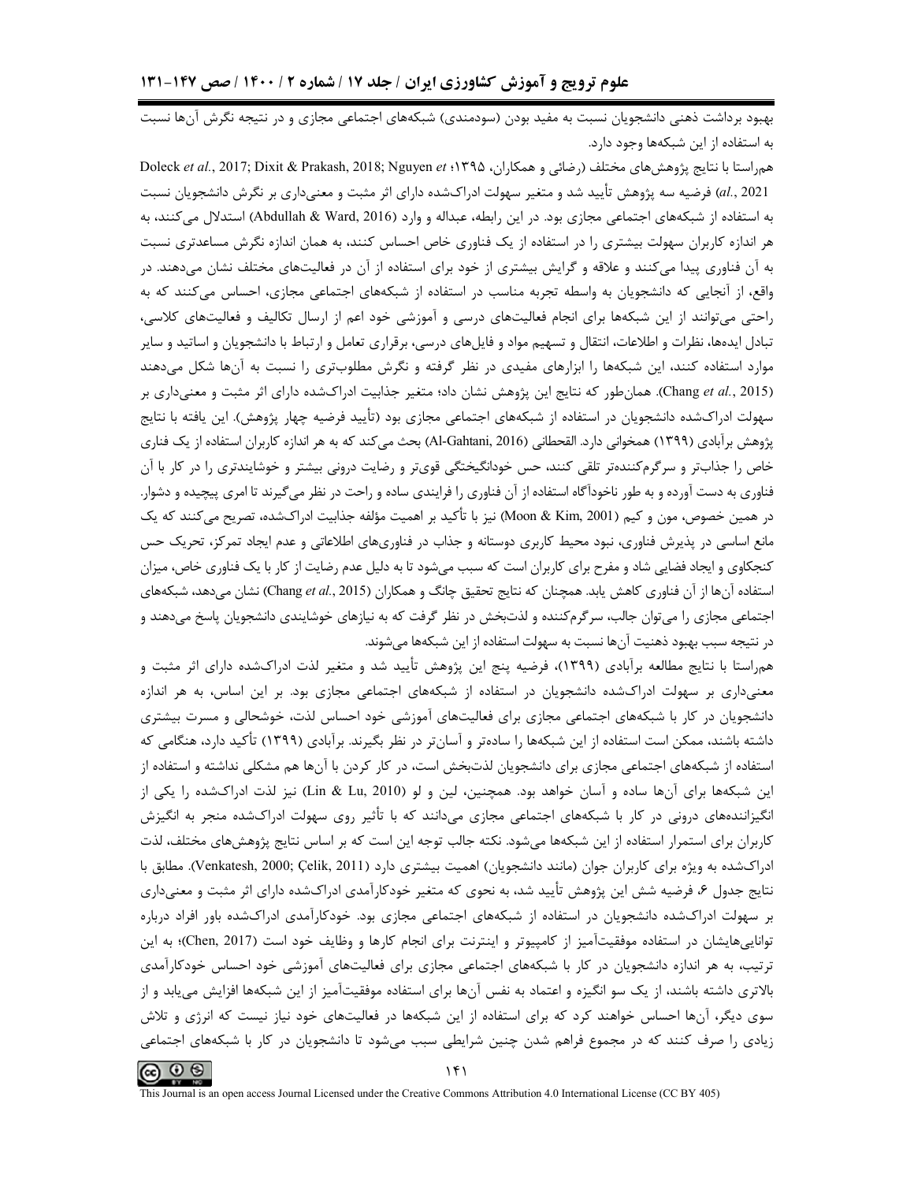بهبود برداشت ذهنی دانشجویان نسبت به مفید بودن (سودمندی) شبکه‌های اجتماعی مجازی و در نتیجه نگرش آن‌ها نسبت به استفاده از این شبکه‌ها وجود دارد.

هم‌راستا با نتایج پژوهش‌های مختلف (رضائی و همکاران، ۱۳۹۵؛ Doleck *et al.*, 2017; Dixit & Prakash, 2018; Nguyen *et al.*, 2021) فرضیه سه پژوهش تأیید شد و متغیر سهولت ادراک‌شده دارای اثر مثبت و معنی‌داری بر نگرش دانشجویان نسبت به استفاده از شبکه‌های اجتماعی مجازی بود. در این رابطه، عبداله و وارد (Abdullah & Ward, 2016) استدلال می‌کنند، به هر اندازه کاربران سهولت بیشتری را در استفاده از یک فناوری خاص احساس کنند، به همان اندازه نگرش مساعدتری نسبت به آن فناوری پیدا می‌کنند و علاقه و گرایش بیشتری از خود برای استفاده از آن در فعالیت‌های مختلف نشان می‌دهند. در واقع، از آنجایی که دانشجویان به واسطه تجربه مناسب در استفاده از شبکه‌های اجتماعی مجازی، احساس می‌کنند که به راحتی می‌توانند از این شبکه‌ها برای انجام فعالیت‌های درسی و آموزشی خود اعم از ارسال تکالیف و فعالیت‌های کلاسی، تبادل ایده‌ها، نظرات و اطلاعات، انتقال و تسهیم مواد و فایل‌های درسی، برقراری تعامل و ارتباط با دانشجویان و اساتید و سایر موارد استفاده کنند، این شبکه‌ها را ابزارهای مفیدی در نظر گرفته و نگرش مطلوب‌تری را نسبت به آن‌ها شکل می‌دهند (Chang *et al.*, 2015). همان‌طور که نتایج این پژوهش نشان داد؛ متغیر جذابیت ادراک‌شده دارای اثر مثبت و معنی‌داری بر سهولت ادراک‌شده دانشجویان در استفاده از شبکه‌های اجتماعی مجازی بود (تأیید فرضیه چهار پژوهش). این یافته با نتایج پژوهش برآبادی (۱۳۹۹) همخوانی دارد. القحطانی (Al-Gahtani, 2016) بحث می‌کند که به هر اندازه کاربران استفاده از یک فناری خاص را جذاب‌تر و سرگرم‌کننده‌تر تلقی کنند، حس خودانگیختگی قوی‌تر و رضایت درونی بیشتر و خوشایندتری را در کار با آن فناوری به دست آورده و به طور ناخودآگاه استفاده از آن فناوری را فرایندی ساده و راحت در نظر می‌گیرند تا امری پیچیده و دشوار. در همین خصوص، مون و کیم (Moon & Kim, 2001) نیز با تأکید بر اهمیت مؤلفه جذابیت ادراک‌شده، تصریح می‌کنند که یک مانع اساسی در پذیرش فناوری، نبود محیط کاربری دوستانه و جذاب در فناوری‌های اطلاعاتی و عدم ایجاد تمرکز، تحریک حس کنجکاوی و ایجاد فضایی شاد و مفرح برای کاربران است که سبب می‌شود تا به دلیل عدم رضایت از کار با یک فناوری خاص، میزان استفاده آن‌ها از آن فناوری کاهش یابد. همچنان که نتایج تحقیق چانگ و همکاران (Chang *et al.*, 2015) نشان می‌دهد، شبکه‌های اجتماعی مجازی را می‌توان جالب، سرگرم‌کننده و لذت‌بخش در نظر گرفت که به نیازهای خوشایندی دانشجویان پاسخ می‌دهند و در نتیجه سبب بهبود ذهنیت آن‌ها نسبت به سهولت استفاده از این شبکه‌ها می‌شوند.

هم‌راستا با نتایج مطالعه برآبادی (۱۳۹۹)، فرضیه پنج این پژوهش تأیید شد و متغیر لذت ادراک‌شده دارای اثر مثبت و معنی‌داری بر سهولت ادراک‌شده دانشجویان در استفاده از شبکه‌های اجتماعی مجازی بود. بر این اساس، به هر اندازه دانشجویان در کار با شبکه‌های اجتماعی مجازی برای فعالیت‌های آموزشی خود احساس لذت، خوشحالی و مسرت بیشتری داشته باشند، ممکن است استفاده از این شبکه‌ها را ساده‌تر و آسان‌تر در نظر بگیرند. برآبادی (۱۳۹۹) تأکید دارد، هنگامی که استفاده از شبکه‌های اجتماعی مجازی برای دانشجویان لذت‌بخش است، در کار کردن با آن‌ها هم مشکلی نداشته و استفاده از این شبکه‌ها برای آن‌ها ساده و آسان خواهد بود. همچنین، لین و لو (Lin & Lu, 2010) نیز لذت ادراک‌شده را یکی از انگیزاننده‌های درونی در کار با شبکه‌های اجتماعی مجازی می‌دانند که با تأثیر روی سهولت ادراک‌شده منجر به انگیزش کاربران برای استمرار استفاده از این شبکه‌ها می‌شود. نکته جالب توجه این است که بر اساس نتایج پژوهش‌های مختلف، لذت ادراک‌شده به ویژه برای کاربران جوان (مانند دانشجویان) اهمیت بیشتری دارد (Venkatesh, 2000; Çelik, 2011). مطابق با نتایج جدول ۶، فرضیه شش این پژوهش تأیید شد، به نحوی که متغیر خودکارآمدی ادراک‌شده دارای اثر مثبت و معنی‌داری بر سهولت ادراک‌شده دانشجویان در استفاده از شبکه‌های اجتماعی مجازی بود. خودکارآمدی ادراک‌شده باور افراد درباره توانایی‌هایشان در استفاده موفقیت‌آمیز از کامپیوتر و اینترنت برای انجام کارها و وظایف خود است (Chen, 2017)؛ به این ترتیب، به هر اندازه دانشجویان در کار با شبکه‌های اجتماعی مجازی برای فعالیت‌های آموزشی خود احساس خودکارآمدی بالاتری داشته باشند، از یک سو انگیزه و اعتماد به نفس آن‌ها برای استفاده موفقیت‌آمیز از این شبکه‌ها افزایش می‌یابد و از سوی دیگر، آن‌ها احساس خواهند کرد که برای استفاده از این شبکه‌ها در فعالیت‌های خود نیاز نیست که انرژی و تلاش زیادی را صرف کنند که در مجموع فراهم شدن چنین شرایطی سبب می‌شود تا دانشجویان در کار با شبکه‌های اجتماعی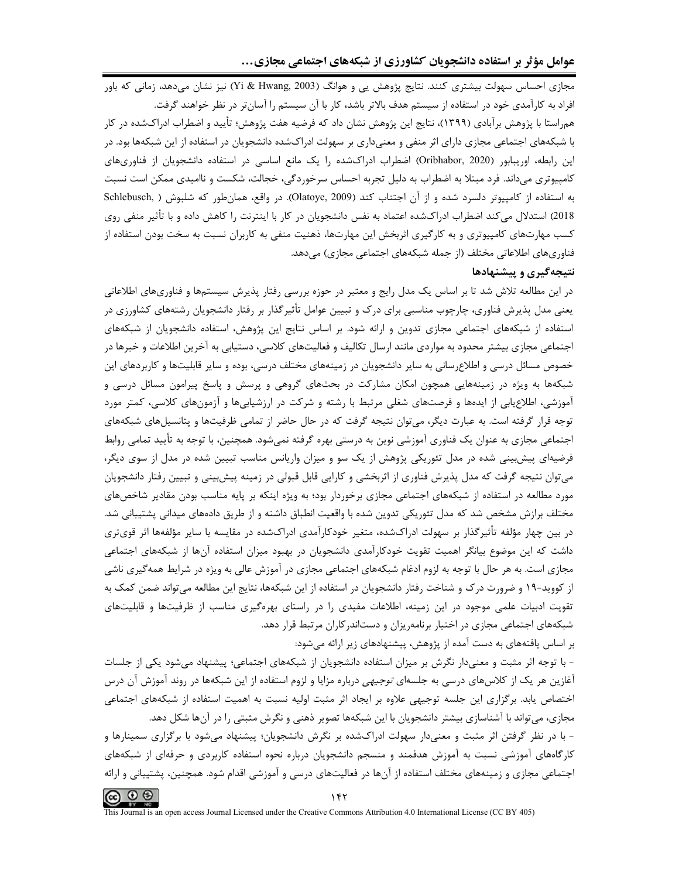مجازی احساس سهولت بیشتری کنند. نتایج پژوهش یی و هوانگ (Yi & Hwang, 2003) نیز نشان می‌دهد، زمانی که باور افراد به کارآمدی خود در استفاده از سیستم هدف بالاتر باشد، کار با آن سیستم را آسان‌تر در نظر خواهند گرفت.

هم‌راستا با پژوهش برآبادی (۱۳۹۹)، نتایج این پژوهش نشان داد که فرضیه هفت پژوهش؛ تأیید و اضطراب ادراک‌شده در کار با شبکه‌های اجتماعی مجازی دارای اثر منفی و معنی‌داری بر سهولت ادراک‌شده دانشجویان در استفاده از این شبکه‌ها بود. در این رابطه، اوریبابور (Oribhabor, 2020) اضطراب ادراک‌شده را یک مانع اساسی در استفاده دانشجویان از فناوری‌های کامپیوتری می‌داند. فرد مبتلا به اضطراب به دلیل تجربه احساس سرخوردگی، خجالت، شکست و ناامیدی ممکن است نسبت به استفاده از کامپیوتر دلسرد شده و از آن اجتناب کند (Olatoye, 2009). در واقع، همان‌طور که شلبوش (Schlebusch, 2018) استدلال می‌کند اضطراب ادراک‌شده اعتماد به نفس دانشجویان در کار با اینترنت را کاهش داده و با تأثیر منفی روی کسب مهارت‌های کامپیوتری و به کارگیری اثربخش این مهارت‌ها، ذهنیت منفی به کاربران نسبت به سخت بودن استفاده از فناوری‌های اطلاعاتی مختلف (از جمله شبکه‌های اجتماعی مجازی) می‌دهد.

## نتیجه‌گیری و پیشنهادها

در این مطالعه تلاش شد تا بر اساس یک مدل رایج و معتبر در حوزه بررسی رفتار پذیرش سیستم‌ها و فناوری‌های اطلاعاتی یعنی مدل پذیرش فناوری، چارچوب مناسبی برای درک و تبیین عوامل تأثیرگذار بر رفتار دانشجویان رشته‌های کشاورزی در استفاده از شبکه‌های اجتماعی مجازی تدوین و ارائه شود. بر اساس نتایج این پژوهش، استفاده دانشجویان از شبکه‌های اجتماعی مجازی بیشتر محدود به مواردی مانند ارسال تکالیف و فعالیت‌های کلاسی، دستیابی به آخرین اطلاعات و خبرها در خصوص مسائل درسی و اطلاع‌رسانی به سایر دانشجویان در زمینه‌های مختلف درسی، بوده و سایر قابلیت‌ها و کاربردهای این شبکه‌ها به ویژه در زمینه‌هایی همچون امکان مشارکت در بحث‌های گروهی و پرسش و پاسخ پیرامون مسائل درسی و آموزشی، اطلاع‌یابی از ایده‌ها و فرصت‌های شغلی مرتبط با رشته و شرکت در ارزشیابی‌ها و آزمون‌های کلاسی، کمتر مورد توجه قرار گرفته است. به عبارت دیگر، می‌توان نتیجه گرفت که در حال حاضر از تمامی ظرفیت‌ها و پتانسیل‌های شبکه‌های اجتماعی مجازی به عنوان یک فناوری آموزشی نوین به درستی بهره گرفته نمی‌شود. همچنین، با توجه به تأیید تمامی روابط فرضیه‌ای پیش‌بینی شده در مدل تئوریکی پژوهش از یک سو و میزان واریانس مناسب تبیین شده در مدل از سوی دیگر، می‌توان نتیجه گرفت که مدل پذیرش فناوری از اثربخشی و کارایی قابل قبولی در زمینه پیش‌بینی و تبیین رفتار دانشجویان مورد مطالعه در استفاده از شبکه‌های اجتماعی مجازی برخوردار بود؛ به ویژه اینکه بر پایه مناسب بودن مقادیر شاخص‌های مختلف برازش مشخص شد که مدل تئوریکی تدوین شده با واقعیت انطباق داشته و از طریق داده‌های میدانی پشتیبانی شد. در بین چهار مؤلفه تأثیرگذار بر سهولت ادراک‌شده، متغیر خودکارآمدی ادراک‌شده در مقایسه با سایر مؤلفه‌ها اثر قوی‌تری داشت که این موضوع بیانگر اهمیت تقویت خودکارآمدی دانشجویان در بهبود میزان استفاده آن‌ها از شبکه‌های اجتماعی مجازی است. به هر حال با توجه به لزوم ادغام شبکه‌های اجتماعی مجازی در آموزش عالی به ویژه در شرایط همه‌گیری ناشی از کووید-۱۹ و ضرورت درک و شناخت رفتار دانشجویان در استفاده از این شبکه‌ها، نتایج این مطالعه می‌تواند ضمن کمک به تقویت ادبیات علمی موجود در این زمینه، اطلاعات مفیدی را در راستای بهره‌گیری مناسب از ظرفیت‌ها و قابلیت‌های شبکه‌های اجتماعی مجازی در اختیار برنامه‌ریزان و دست‌اندرکاران مرتبط قرار دهد.

بر اساس یافته‌های به دست آمده از پژوهش، پیشنهادهای زیر ارائه می‌شود:

- با توجه اثر مثبت و معنی‌دار نگرش بر میزان استفاده دانشجویان از شبکه‌های اجتماعی؛ پیشنهاد می‌شود یکی از جلسات آغازین هر یک از کلاس‌های درسی به جلسه‌ای *توجیهی* درباره مزایا و لزوم استفاده از این شبکه‌ها در روند آموزش آن درس اختصاص یابد. برگزاری این جلسه توجیهی علاوه بر ایجاد اثر مثبت اولیه نسبت به اهمیت استفاده از شبکه‌های اجتماعی مجازی، می‌تواند با آشناسازی بیشتر دانشجویان با این شبکه‌ها تصویر ذهنی و نگرش مثبتی را در آن‌ها شکل دهد.

- با در نظر گرفتن اثر مثبت و معنی‌دار سهولت ادراک‌شده بر نگرش دانشجویان؛ پیشنهاد می‌شود با برگزاری سمینارها و کارگاه‌های آموزشی نسبت به آموزش هدفمند و منسجم دانشجویان درباره نحوه استفاده کاربردی و حرفه‌ای از شبکه‌های اجتماعی مجازی و زمینه‌های مختلف استفاده از آن‌ها در فعالیت‌های درسی و آموزشی اقدام شود. همچنین، پشتیبانی و ارائه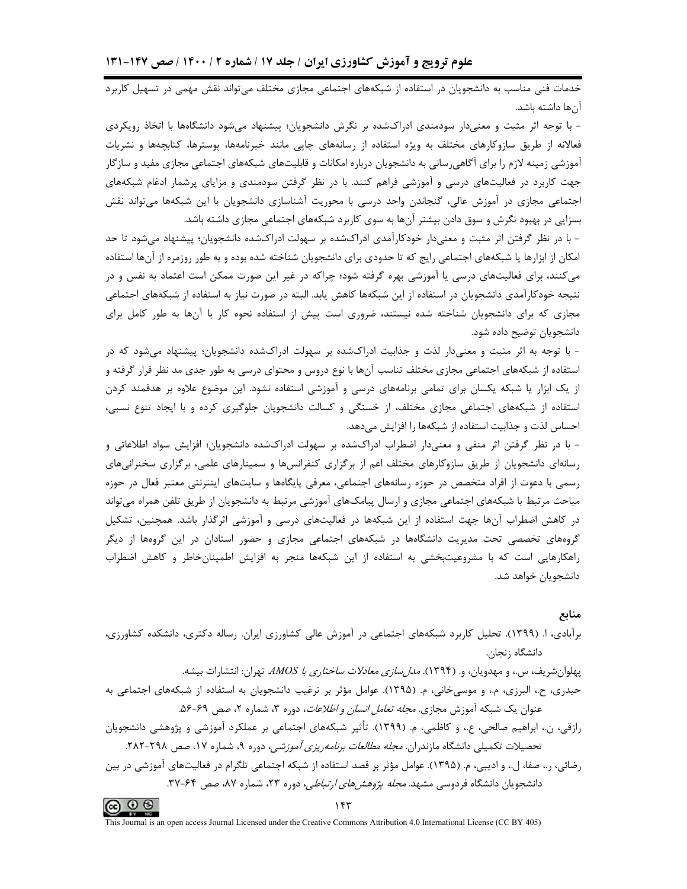خدمات فنی مناسب به دانشجویان در استفاده از شبکه‌های اجتماعی مجازی مختلف می‌تواند نقش مهمی در تسهیل کاربرد آن‌ها داشته باشد.

- با توجه اثر مثبت و معنی‌دار سودمندی ادراک‌شده بر نگرش دانشجویان؛ پیشنهاد می‌شود دانشگاه‌ها با اتخاذ رویکردی فعالانه از طریق سازوکارهای مختلف به ویژه استفاده از رسانه‌های چاپی مانند خبرنامه‌ها، پوسترها، کتابچه‌ها و نشریات آموزشی زمینه لازم را برای آگاهی‌رسانی به دانشجویان درباره امکانات و قابلیت‌های شبکه‌های اجتماعی مجازی مفید و سازگار جهت کاربرد در فعالیت‌های درسی و آموزشی فراهم کنند. با در نظر گرفتن سودمندی و مزایای پرشمار ادغام شبکه‌های اجتماعی مجازی در آموزش عالی، گنجاندن واحد درسی با محوریت آشناسازی دانشجویان با این شبکه‌ها می‌تواند نقش بسزایی در بهبود نگرش و سوق دادن بیشتر آن‌ها به سوی کاربرد شبکه‌های اجتماعی مجازی داشته باشد.

- با در نظر گرفتن اثر مثبت و معنی‌دار خودکارآمدی ادراک‌شده بر سهولت ادراک‌شده دانشجویان؛ پیشنهاد می‌شود تا حد امکان از ابزارها یا شبکه‌های اجتماعی رایج که تا حدودی برای دانشجویان شناخته شده بوده و به طور روزمره از آن‌ها استفاده می‌کنند، برای فعالیت‌های درسی یا آموزشی بهره گرفته شود؛ چراکه در غیر این صورت ممکن است اعتماد به نفس و در نتیجه خودکارآمدی دانشجویان در استفاده از این شبکه‌ها کاهش یابد. البته در صورت نیاز به استفاده از شبکه‌های اجتماعی مجازی که برای دانشجویان شناخته شده نیستند، ضروری است پیش از استفاده نحوه کار با آن‌ها به طور کامل برای دانشجویان توضیح داده شود.

- با توجه به اثر مثبت و معنی‌دار لذت و جذابیت ادراک‌شده بر سهولت ادراک‌شده دانشجویان؛ پیشنهاد می‌شود که در استفاده از شبکه‌های اجتماعی مجازی مختلف تناسب آن‌ها با نوع دروس و محتوای درسی به طور جدی مد نظر قرار گرفته و از یک ابزار یا شبکه یکسان برای تمامی برنامه‌های درسی و آموزشی استفاده نشود. این موضوع علاوه بر هدفمند کردن استفاده از شبکه‌های اجتماعی مجازی مختلف، از خستگی و کسالت دانشجویان جلوگیری کرده و با ایجاد تنوع نسبی، احساس لذت و جذابیت استفاده از شبکه‌ها را افزایش می‌دهد.

- با در نظر گرفتن اثر منفی و معنی‌دار اضطراب ادراک‌شده بر سهولت ادراک‌شده دانشجویان؛ افزایش سواد اطلاعاتی و رسانه‌ای دانشجویان از طریق سازوکارهای مختلف اعم از برگزاری کنفرانس‌ها و سمینارهای علمی، برگزاری سخنرانی‌های رسمی با دعوت از افراد متخصص در حوزه رسانه‌های اجتماعی، معرفی پایگاه‌ها و سایت‌های اینترنتی معتبر فعال در حوزه مباحث مرتبط با شبکه‌های اجتماعی مجازی و ارسال پیامک‌های آموزشی مرتبط به دانشجویان از طریق تلفن همراه می‌تواند در کاهش اضطراب آن‌ها جهت استفاده از این شبکه‌ها در فعالیت‌های درسی و آموزشی اثرگذار باشد. همچنین، تشکیل گروه‌های تخصصی تحت مدیریت دانشگاه‌ها در شبکه‌های اجتماعی مجازی و حضور استادان در این گروه‌ها از دیگر راهکارهایی است که با مشروعیت‌بخشی به استفاده از این شبکه‌ها منجر به افزایش اطمینان‌خاطر و کاهش اضطراب دانشجویان خواهد شد.

## منابع

برآبادی، ا. (۱۳۹۹). تحلیل کاربرد شبکه‌های اجتماعی در آموزش عالی کشاورزی ایران. رساله دکتری، دانشکده کشاورزی، دانشگاه زنجان.

پهلوان‌شریف، س.، و مهدویان، و. (۱۳۹۴). *مدل‌سازی معادلات ساختاری با AMOS*. تهران: انتشارات بیشه.

حیدری، ح.، البرزی، م.، و موسی‌خانی، م. (۱۳۹۵). عوامل مؤثر بر ترغیب دانشجویان به استفاده از شبکه‌های اجتماعی به عنوان یک شبکه آموزش مجازی. *مجله تعامل انسان و اطلاعات*، دوره ۳، شماره ۲، صص ۶۹-۵۶.

رازقی، ن.، ابراهیم صالحی، ع.، و کاظمی، م. (۱۳۹۹). تأثیر شبکه‌های اجتماعی بر عملکرد آموزشی و پژوهشی دانشجویان تحصیلات تکمیلی دانشگاه مازندران. *مجله مطالعات برنامه‌ریزی آموزشی*، دوره ۹، شماره ۱۷، صص ۲۹۸-۲۸۲.

رضائی، ر.، صفا، ل.، و ادیبی، م. (۱۳۹۵). عوامل مؤثر بر قصد استفاده از شبکه اجتماعی تلگرام در فعالیت‌های آموزشی در بین دانشجویان دانشگاه فردوسی مشهد. *مجله پژوهش‌های ارتباطی*، دوره ۲۳، شماره ۸۷، صص ۶۴-۳۷.

This Journal is an open access Journal Licensed under the Creative Commons Attribution 4.0 International License (CC BY 405)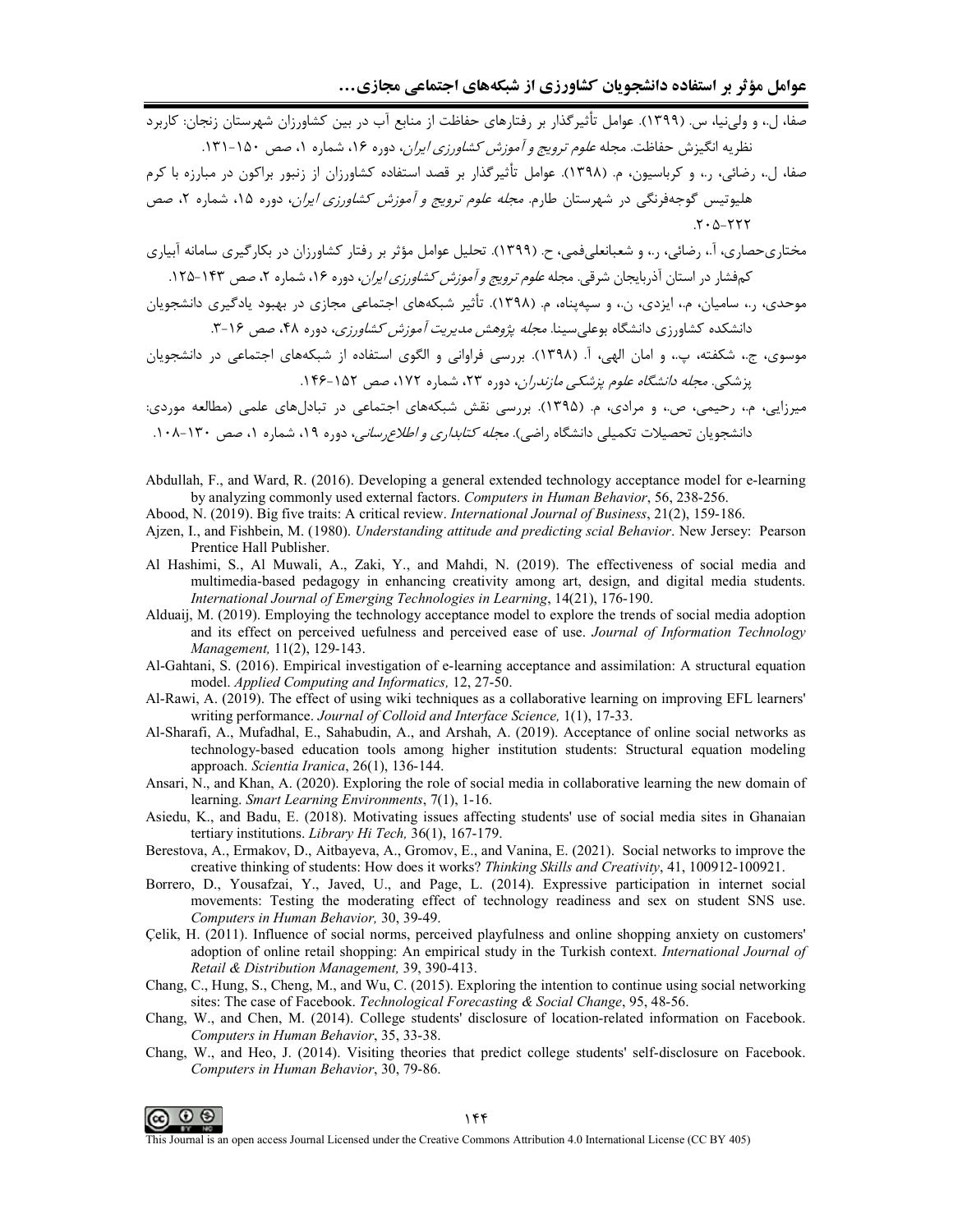صفا، ل.، و ولی‌نیا، س. (۱۳۹۹). عوامل تأثیرگذار بر رفتارهای حفاظت از منابع آب در بین کشاورزان شهرستان زنجان: کاربرد نظریه انگیزش حفاظت. مجله *علوم ترویج و آموزش کشاورزی ایران*، دوره ۱۶، شماره ۱، صص ۱۵۰-۱۳۱.

صفا، ل.، رضائی، ر.، و کرباسیون، م. (۱۳۹۸). عوامل تأثیرگذار بر قصد استفاده کشاورزان از زنبور براکون در مبارزه با کرم هلیوتیس گوجه‌فرنگی در شهرستان طارم. *مجله علوم ترویج و آموزش کشاورزی ایران*، دوره ۱۵، شماره ۲، صص ۲۲۲-۲۰۵.

مختاری‌حصاری، آ.، رضائی، ر.، و شعبانعلی‌فمی، ح. (۱۳۹۹). تحلیل عوامل مؤثر بر رفتار کشاورزان در بکارگیری سامانه آبیاری کم‌فشار در استان آذربایجان شرقی. مجله *علوم ترویج و آموزش کشاورزی ایران*، دوره ۱۶، شماره ۲، صص ۱۴۳-۱۲۵.

موحدی، ر.، سامیان، م.، ایزدی، ن.، و سپه‌پناه، م. (۱۳۹۸). تأثیر شبکه‌های اجتماعی مجازی در بهبود یادگیری دانشجویان دانشکده کشاورزی دانشگاه بوعلی‌سینا. *مجله پژوهش مدیریت آموزش کشاورزی*، دوره ۴۸، صص ۱۶-۳.

موسوی، ج.، شکفته، پ.، و امان الهی، آ. (۱۳۹۸). بررسی فراوانی و الگوی استفاده از شبکه‌های اجتماعی در دانشجویان پزشکی. *مجله دانشگاه علوم پزشکی مازندران*، دوره ۲۳، شماره ۱۷۲، صص ۱۵۲-۱۴۶.

میرزایی، م.، رحیمی، ص.، و مرادی، م. (۱۳۹۵). بررسی نقش شبکه‌های اجتماعی در تبادل‌های علمی (مطالعه موردی: دانشجویان تحصیلات تکمیلی دانشگاه راضی). *مجله کتابداری و اطلاع‌رسانی*، دوره ۱۹، شماره ۱، صص ۱۳۰-۱۰۸.

Abdullah, F., and Ward, R. (2016). Developing a general extended technology acceptance model for e-learning by analyzing commonly used external factors. *Computers in Human Behavior*, 56, 238-256.

Abood, N. (2019). Big five traits: A critical review. *International Journal of Business*, 21(2), 159-186.

Ajzen, I., and Fishbein, M. (1980). *Understanding attitude and predicting scial Behavior*. New Jersey: Pearson Prentice Hall Publisher.

Al Hashimi, S., Al Muwali, A., Zaki, Y., and Mahdi, N. (2019). The effectiveness of social media and multimedia-based pedagogy in enhancing creativity among art, design, and digital media students. *International Journal of Emerging Technologies in Learning*, 14(21), 176-190.

Alduaij, M. (2019). Employing the technology acceptance model to explore the trends of social media adoption and its effect on perceived uefulness and perceived ease of use. *Journal of Information Technology Management,* 11(2), 129-143.

Al-Gahtani, S. (2016). Empirical investigation of e-learning acceptance and assimilation: A structural equation model. *Applied Computing and Informatics,* 12, 27-50.

Al-Rawi, A. (2019). The effect of using wiki techniques as a collaborative learning on improving EFL learners' writing performance. *Journal of Colloid and Interface Science,* 1(1), 17-33.

Al-Sharafi, A., Mufadhal, E., Sahabudin, A., and Arshah, A. (2019). Acceptance of online social networks as technology-based education tools among higher institution students: Structural equation modeling approach. *Scientia Iranica*, 26(1), 136-144.

Ansari, N., and Khan, A. (2020). Exploring the role of social media in collaborative learning the new domain of learning. *Smart Learning Environments*, 7(1), 1-16.

Asiedu, K., and Badu, E. (2018). Motivating issues affecting students' use of social media sites in Ghanaian tertiary institutions. *Library Hi Tech,* 36(1), 167-179.

Berestova, A., Ermakov, D., Aitbayeva, A., Gromov, E., and Vanina, E. (2021). Social networks to improve the creative thinking of students: How does it works? *Thinking Skills and Creativity*, 41, 100912-100921.

Borrero, D., Yousafzai, Y., Javed, U., and Page, L. (2014). Expressive participation in internet social movements: Testing the moderating effect of technology readiness and sex on student SNS use. *Computers in Human Behavior,* 30, 39-49.

Çelik, H. (2011). Influence of social norms, perceived playfulness and online shopping anxiety on customers' adoption of online retail shopping: An empirical study in the Turkish context. *International Journal of Retail & Distribution Management,* 39, 390-413.

Chang, C., Hung, S., Cheng, M., and Wu, C. (2015). Exploring the intention to continue using social networking sites: The case of Facebook. *Technological Forecasting & Social Change*, 95, 48-56.

Chang, W., and Chen, M. (2014). College students' disclosure of location-related information on Facebook. *Computers in Human Behavior*, 35, 33-38.

Chang, W., and Heo, J. (2014). Visiting theories that predict college students' self-disclosure on Facebook. *Computers in Human Behavior*, 30, 79-86.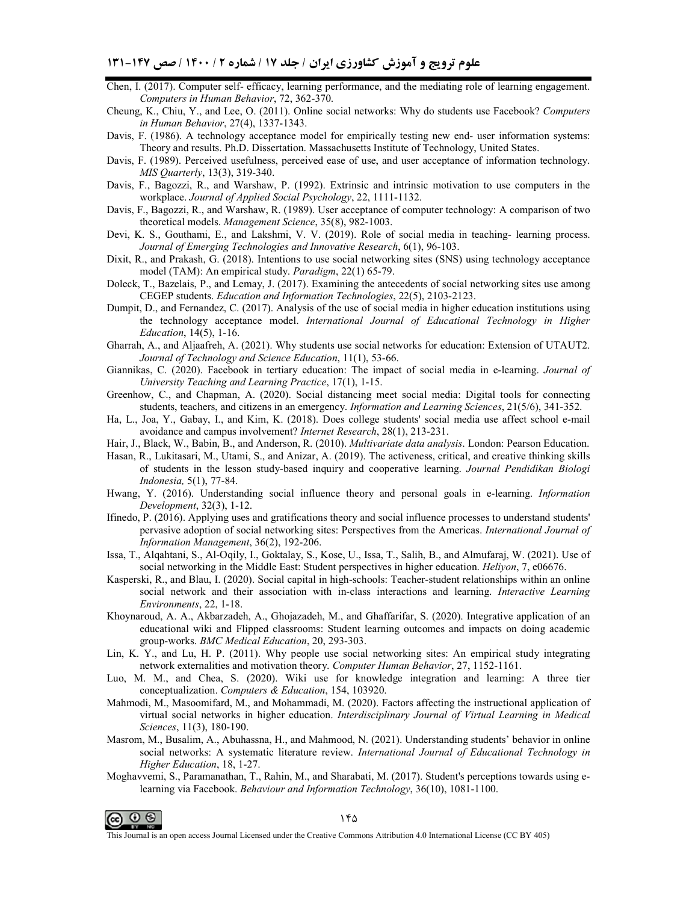Chen, I. (2017). Computer self- efficacy, learning performance, and the mediating role of learning engagement. *Computers in Human Behavior*, 72, 362-370.

Cheung, K., Chiu, Y., and Lee, O. (2011). Online social networks: Why do students use Facebook? *Computers in Human Behavior*, 27(4), 1337-1343.

Davis, F. (1986). A technology acceptance model for empirically testing new end- user information systems: Theory and results. Ph.D. Dissertation. Massachusetts Institute of Technology, United States.

Davis, F. (1989). Perceived usefulness, perceived ease of use, and user acceptance of information technology. *MIS Quarterly*, 13(3), 319-340.

Davis, F., Bagozzi, R., and Warshaw, P. (1992). Extrinsic and intrinsic motivation to use computers in the workplace. *Journal of Applied Social Psychology*, 22, 1111-1132.

Davis, F., Bagozzi, R., and Warshaw, R. (1989). User acceptance of computer technology: A comparison of two theoretical models. *Management Science*, 35(8), 982-1003.

Devi, K. S., Gouthami, E., and Lakshmi, V. V. (2019). Role of social media in teaching- learning process. *Journal of Emerging Technologies and Innovative Research*, 6(1), 96-103.

Dixit, R., and Prakash, G. (2018). Intentions to use social networking sites (SNS) using technology acceptance model (TAM): An empirical study. *Paradigm*, 22(1) 65-79.

Doleck, T., Bazelais, P., and Lemay, J. (2017). Examining the antecedents of social networking sites use among CEGEP students. *Education and Information Technologies*, 22(5), 2103-2123.

Dumpit, D., and Fernandez, C. (2017). Analysis of the use of social media in higher education institutions using the technology acceptance model. *International Journal of Educational Technology in Higher Education*, 14(5), 1-16.

Gharrah, A., and Aljaafreh, A. (2021). Why students use social networks for education: Extension of UTAUT2. *Journal of Technology and Science Education*, 11(1), 53-66.

Giannikas, C. (2020). Facebook in tertiary education: The impact of social media in e-learning. *Journal of University Teaching and Learning Practice*, 17(1), 1-15.

Greenhow, C., and Chapman, A. (2020). Social distancing meet social media: Digital tools for connecting students, teachers, and citizens in an emergency. *Information and Learning Sciences*, 21(5/6), 341-352.

Ha, L., Joa, Y., Gabay, I., and Kim, K. (2018). Does college students' social media use affect school e-mail avoidance and campus involvement? *Internet Research*, 28(1), 213-231.

Hair, J., Black, W., Babin, B., and Anderson, R. (2010). *Multivariate data analysis*. London: Pearson Education.

Hasan, R., Lukitasari, M., Utami, S., and Anizar, A. (2019). The activeness, critical, and creative thinking skills of students in the lesson study-based inquiry and cooperative learning. *Journal Pendidikan Biologi Indonesia,* 5(1), 77-84.

Hwang, Y. (2016). Understanding social influence theory and personal goals in e-learning. *Information Development*, 32(3), 1-12.

Ifinedo, P. (2016). Applying uses and gratifications theory and social influence processes to understand students' pervasive adoption of social networking sites: Perspectives from the Americas. *International Journal of Information Management*, 36(2), 192-206.

Issa, T., Alqahtani, S., Al-Oqily, I., Goktalay, S., Kose, U., Issa, T., Salih, B., and Almufaraj, W. (2021). Use of social networking in the Middle East: Student perspectives in higher education. *Heliyon*, 7, e06676.

Kasperski, R., and Blau, I. (2020). Social capital in high-schools: Teacher-student relationships within an online social network and their association with in-class interactions and learning. *Interactive Learning Environments*, 22, 1-18.

Khoynaroud, A. A., Akbarzadeh, A., Ghojazadeh, M., and Ghaffarifar, S. (2020). Integrative application of an educational wiki and Flipped classrooms: Student learning outcomes and impacts on doing academic group-works. *BMC Medical Education*, 20, 293-303.

Lin, K. Y., and Lu, H. P. (2011). Why people use social networking sites: An empirical study integrating network externalities and motivation theory. *Computer Human Behavior*, 27, 1152-1161.

Luo, M. M., and Chea, S. (2020). Wiki use for knowledge integration and learning: A three tier conceptualization. *Computers & Education*, 154, 103920.

Mahmodi, M., Masoomifard, M., and Mohammadi, M. (2020). Factors affecting the instructional application of virtual social networks in higher education. *Interdisciplinary Journal of Virtual Learning in Medical Sciences*, 11(3), 180-190.

Masrom, M., Busalim, A., Abuhassna, H., and Mahmood, N. (2021). Understanding students' behavior in online social networks: A systematic literature review. *International Journal of Educational Technology in Higher Education*, 18, 1-27.

Moghavvemi, S., Paramanathan, T., Rahin, M., and Sharabati, M. (2017). Student's perceptions towards using e-learning via Facebook. *Behaviour and Information Technology*, 36(10), 1081-1100.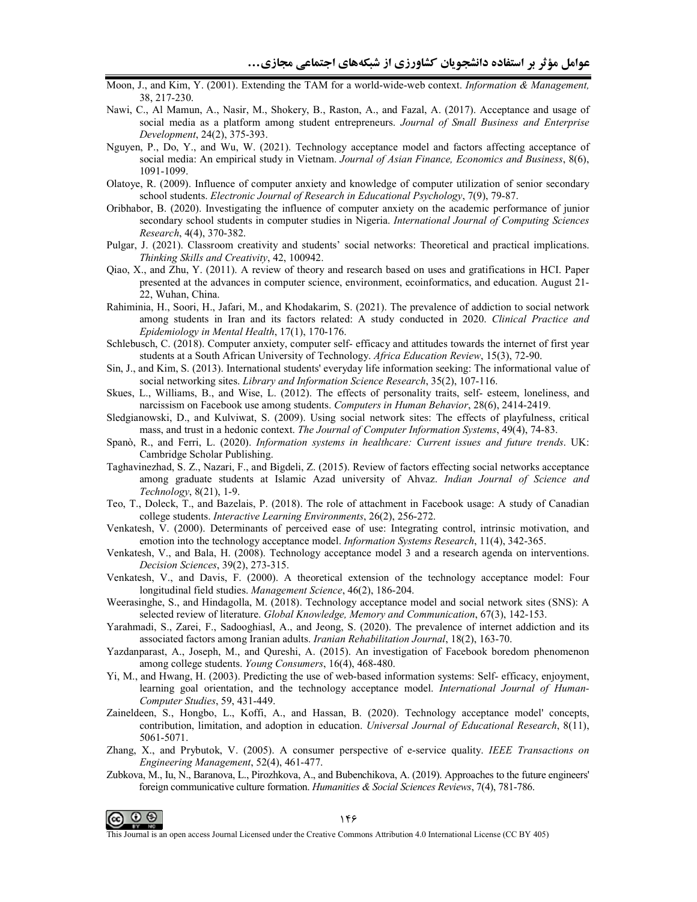Moon, J., and Kim, Y. (2001). Extending the TAM for a world-wide-web context. *Information & Management,* 38, 217-230.

Nawi, C., Al Mamun, A., Nasir, M., Shokery, B., Raston, A., and Fazal, A. (2017). Acceptance and usage of social media as a platform among student entrepreneurs. *Journal of Small Business and Enterprise Development*, 24(2), 375-393.

Nguyen, P., Do, Y., and Wu, W. (2021). Technology acceptance model and factors affecting acceptance of social media: An empirical study in Vietnam. *Journal of Asian Finance, Economics and Business*, 8(6), 1091-1099.

Olatoye, R. (2009). Influence of computer anxiety and knowledge of computer utilization of senior secondary school students. *Electronic Journal of Research in Educational Psychology*, 7(9), 79-87.

Oribhabor, B. (2020). Investigating the influence of computer anxiety on the academic performance of junior secondary school students in computer studies in Nigeria. *International Journal of Computing Sciences Research*, 4(4), 370-382.

Pulgar, J. (2021). Classroom creativity and students' social networks: Theoretical and practical implications. *Thinking Skills and Creativity*, 42, 100942.

Qiao, X., and Zhu, Y. (2011). A review of theory and research based on uses and gratifications in HCI. Paper presented at the advances in computer science, environment, ecoinformatics, and education. August 21-22, Wuhan, China.

Rahiminia, H., Soori, H., Jafari, M., and Khodakarim, S. (2021). The prevalence of addiction to social network among students in Iran and its factors related: A study conducted in 2020. *Clinical Practice and Epidemiology in Mental Health*, 17(1), 170-176.

Schlebusch, C. (2018). Computer anxiety, computer self- efficacy and attitudes towards the internet of first year students at a South African University of Technology. *Africa Education Review*, 15(3), 72-90.

Sin, J., and Kim, S. (2013). International students' everyday life information seeking: The informational value of social networking sites. *Library and Information Science Research*, 35(2), 107-116.

Skues, L., Williams, B., and Wise, L. (2012). The effects of personality traits, self- esteem, loneliness, and narcissism on Facebook use among students. *Computers in Human Behavior*, 28(6), 2414-2419.

Sledgianowski, D., and Kulviwat, S. (2009). Using social network sites: The effects of playfulness, critical mass, and trust in a hedonic context. *The Journal of Computer Information Systems*, 49(4), 74-83.

Spanò, R., and Ferri, L. (2020). *Information systems in healthcare: Current issues and future trends*. UK: Cambridge Scholar Publishing.

Taghavinezhad, S. Z., Nazari, F., and Bigdeli, Z. (2015). Review of factors effecting social networks acceptance among graduate students at Islamic Azad university of Ahvaz. *Indian Journal of Science and Technology*, 8(21), 1-9.

Teo, T., Doleck, T., and Bazelais, P. (2018). The role of attachment in Facebook usage: A study of Canadian college students. *Interactive Learning Environments*, 26(2), 256-272.

Venkatesh, V. (2000). Determinants of perceived ease of use: Integrating control, intrinsic motivation, and emotion into the technology acceptance model. *Information Systems Research*, 11(4), 342-365.

Venkatesh, V., and Bala, H. (2008). Technology acceptance model 3 and a research agenda on interventions. *Decision Sciences*, 39(2), 273-315.

Venkatesh, V., and Davis, F. (2000). A theoretical extension of the technology acceptance model: Four longitudinal field studies. *Management Science*, 46(2), 186-204.

Weerasinghe, S., and Hindagolla, M. (2018). Technology acceptance model and social network sites (SNS): A selected review of literature. *Global Knowledge, Memory and Communication*, 67(3), 142-153.

Yarahmadi, S., Zarei, F., Sadooghiasl, A., and Jeong, S. (2020). The prevalence of internet addiction and its associated factors among Iranian adults. *Iranian Rehabilitation Journal*, 18(2), 163-70.

Yazdanparast, A., Joseph, M., and Qureshi, A. (2015). An investigation of Facebook boredom phenomenon among college students. *Young Consumers*, 16(4), 468-480.

Yi, M., and Hwang, H. (2003). Predicting the use of web-based information systems: Self- efficacy, enjoyment, learning goal orientation, and the technology acceptance model. *International Journal of Human-Computer Studies*, 59, 431-449.

Zaineldeen, S., Hongbo, L., Koffi, A., and Hassan, B. (2020). Technology acceptance model' concepts, contribution, limitation, and adoption in education. *Universal Journal of Educational Research*, 8(11), 5061-5071.

Zhang, X., and Prybutok, V. (2005). A consumer perspective of e-service quality. *IEEE Transactions on Engineering Management*, 52(4), 461-477.

Zubkova, M., Iu, N., Baranova, L., Pirozhkova, A., and Bubenchikova, A. (2019). Approaches to the future engineers' foreign communicative culture formation. *Humanities & Social Sciences Reviews*, 7(4), 781-786.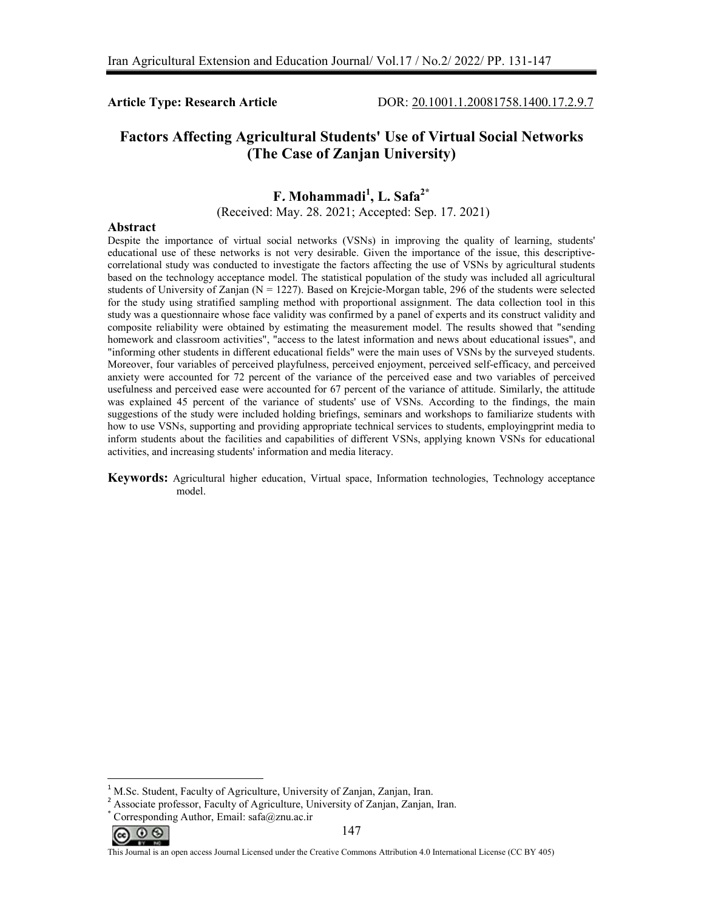**Article Type: Research Article** DOR: 20.1001.1.20081758.1400.17.2.9.7

# Factors Affecting Agricultural Students' Use of Virtual Social Networks (The Case of Zanjan University)

**F. Mohammadi[1], L. Safa[2*]**

(Received: May. 28. 2021; Accepted: Sep. 17. 2021)

## Abstract

Despite the importance of virtual social networks (VSNs) in improving the quality of learning, students' educational use of these networks is not very desirable. Given the importance of the issue, this descriptive-correlational study was conducted to investigate the factors affecting the use of VSNs by agricultural students based on the technology acceptance model. The statistical population of the study was included all agricultural students of University of Zanjan (N = 1227). Based on Krejcie-Morgan table, 296 of the students were selected for the study using stratified sampling method with proportional assignment. The data collection tool in this study was a questionnaire whose face validity was confirmed by a panel of experts and its construct validity and composite reliability were obtained by estimating the measurement model. The results showed that "sending homework and classroom activities", "access to the latest information and news about educational issues", and "informing other students in different educational fields" were the main uses of VSNs by the surveyed students. Moreover, four variables of perceived playfulness, perceived enjoyment, perceived self-efficacy, and perceived anxiety were accounted for 72 percent of the variance of the perceived ease and two variables of perceived usefulness and perceived ease were accounted for 67 percent of the variance of attitude. Similarly, the attitude was explained 45 percent of the variance of students' use of VSNs. According to the findings, the main suggestions of the study were included holding briefings, seminars and workshops to familiarize students with how to use VSNs, supporting and providing appropriate technical services to students, employingprint media to inform students about the facilities and capabilities of different VSNs, applying known VSNs for educational activities, and increasing students' information and media literacy.

**Keywords:** Agricultural higher education, Virtual space, Information technologies, Technology acceptance model.

---

[1] M.Sc. Student, Faculty of Agriculture, University of Zanjan, Zanjan, Iran.

[2] Associate professor, Faculty of Agriculture, University of Zanjan, Zanjan, Iran.

[*] Corresponding Author, Email: safa@znu.ac.ir

This Journal is an open access Journal Licensed under the Creative Commons Attribution 4.0 International License (CC BY 405)